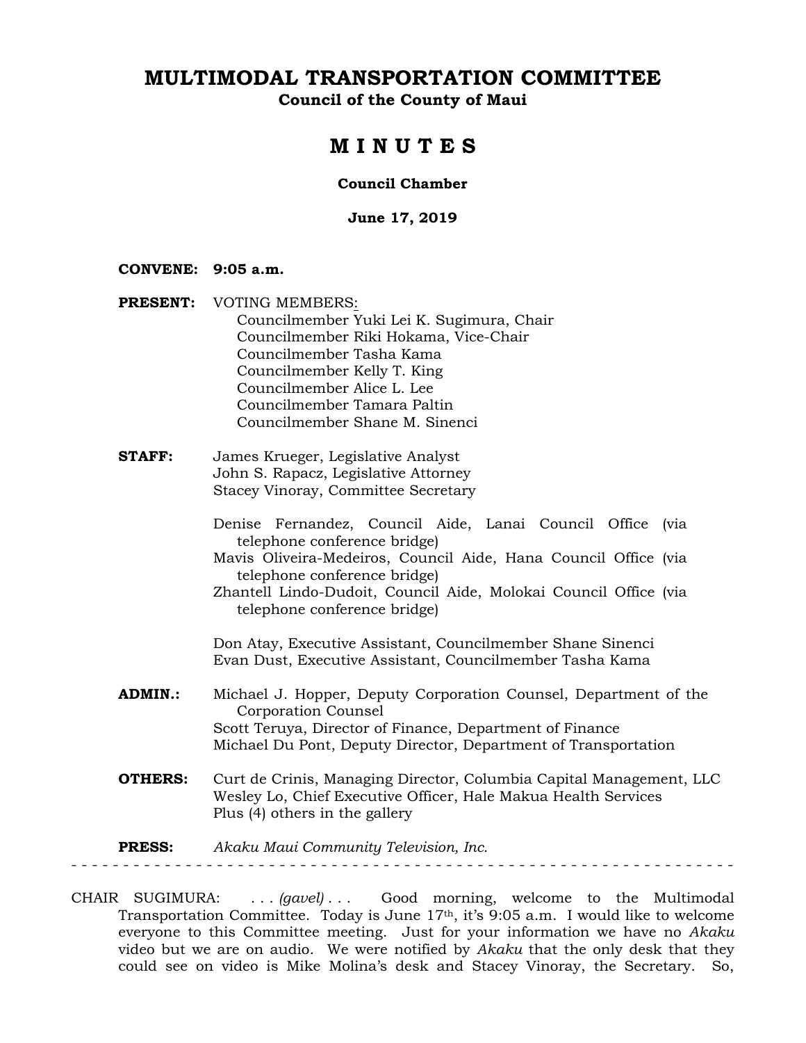# MULTIMODAL TRANSPORTATION COMMITTEE

**Council of the County of Maui**

## M I N U T E S

**Council Chamber**

**June 17, 2019**

**CONVENE:** **9:05 a.m.**

**PRESENT:** VOTING MEMBERS:
Councilmember Yuki Lei K. Sugimura, Chair
Councilmember Riki Hokama, Vice-Chair
Councilmember Tasha Kama
Councilmember Kelly T. King
Councilmember Alice L. Lee
Councilmember Tamara Paltin
Councilmember Shane M. Sinenci

**STAFF:** James Krueger, Legislative Analyst
John S. Rapacz, Legislative Attorney
Stacey Vinoray, Committee Secretary

Denise Fernandez, Council Aide, Lanai Council Office (via telephone conference bridge)
Mavis Oliveira-Medeiros, Council Aide, Hana Council Office (via telephone conference bridge)
Zhantell Lindo-Dudoit, Council Aide, Molokai Council Office (via telephone conference bridge)

Don Atay, Executive Assistant, Councilmember Shane Sinenci
Evan Dust, Executive Assistant, Councilmember Tasha Kama

**ADMIN.:** Michael J. Hopper, Deputy Corporation Counsel, Department of the Corporation Counsel
Scott Teruya, Director of Finance, Department of Finance
Michael Du Pont, Deputy Director, Department of Transportation

**OTHERS:** Curt de Crinis, Managing Director, Columbia Capital Management, LLC
Wesley Lo, Chief Executive Officer, Hale Makua Health Services
Plus (4) others in the gallery

**PRESS:** *Akaku Maui Community Television, Inc.*

- - - - - - - - - - - - - - - - - - - - - - - - - - - - - - - - - - - - - - - - - - - - - - - - - - - - - - - - - - - - - - - -

CHAIR SUGIMURA: . . . *(gavel)* . . . Good morning, welcome to the Multimodal Transportation Committee. Today is June 17th, it's 9:05 a.m. I would like to welcome everyone to this Committee meeting. Just for your information we have no *Akaku* video but we are on audio. We were notified by *Akaku* that the only desk that they could see on video is Mike Molina's desk and Stacey Vinoray, the Secretary. So,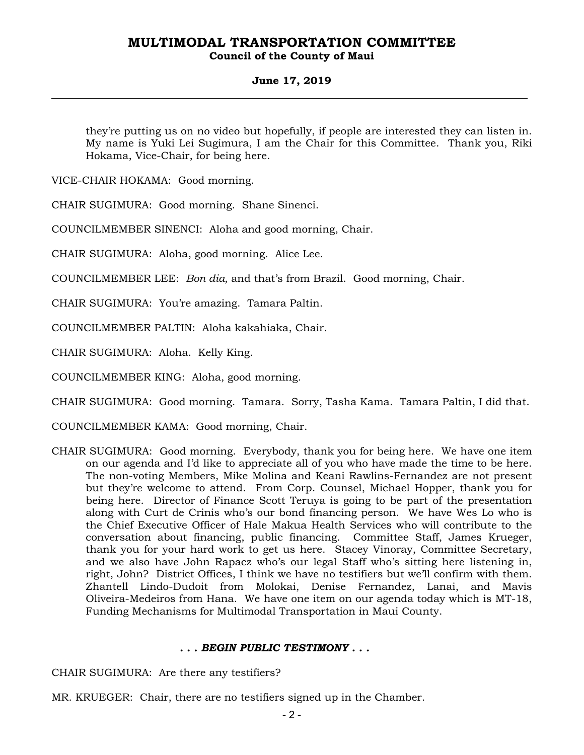they're putting us on no video but hopefully, if people are interested they can listen in. My name is Yuki Lei Sugimura, I am the Chair for this Committee. Thank you, Riki Hokama, Vice-Chair, for being here.

VICE-CHAIR HOKAMA: Good morning.

CHAIR SUGIMURA: Good morning. Shane Sinenci.

COUNCILMEMBER SINENCI: Aloha and good morning, Chair.

CHAIR SUGIMURA: Aloha, good morning. Alice Lee.

COUNCILMEMBER LEE: *Bon dia,* and that's from Brazil. Good morning, Chair.

CHAIR SUGIMURA: You're amazing. Tamara Paltin.

COUNCILMEMBER PALTIN: Aloha kakahiaka, Chair.

CHAIR SUGIMURA: Aloha. Kelly King.

COUNCILMEMBER KING: Aloha, good morning.

CHAIR SUGIMURA: Good morning. Tamara. Sorry, Tasha Kama. Tamara Paltin, I did that.

COUNCILMEMBER KAMA: Good morning, Chair.

CHAIR SUGIMURA: Good morning. Everybody, thank you for being here. We have one item on our agenda and I'd like to appreciate all of you who have made the time to be here. The non-voting Members, Mike Molina and Keani Rawlins-Fernandez are not present but they're welcome to attend. From Corp. Counsel, Michael Hopper, thank you for being here. Director of Finance Scott Teruya is going to be part of the presentation along with Curt de Crinis who's our bond financing person. We have Wes Lo who is the Chief Executive Officer of Hale Makua Health Services who will contribute to the conversation about financing, public financing. Committee Staff, James Krueger, thank you for your hard work to get us here. Stacey Vinoray, Committee Secretary, and we also have John Rapacz who's our legal Staff who's sitting here listening in, right, John? District Offices, I think we have no testifiers but we'll confirm with them. Zhantell Lindo-Dudoit from Molokai, Denise Fernandez, Lanai, and Mavis Oliveira-Medeiros from Hana. We have one item on our agenda today which is MT-18, Funding Mechanisms for Multimodal Transportation in Maui County.

***. . . BEGIN PUBLIC TESTIMONY . . .***

CHAIR SUGIMURA: Are there any testifiers?

MR. KRUEGER: Chair, there are no testifiers signed up in the Chamber.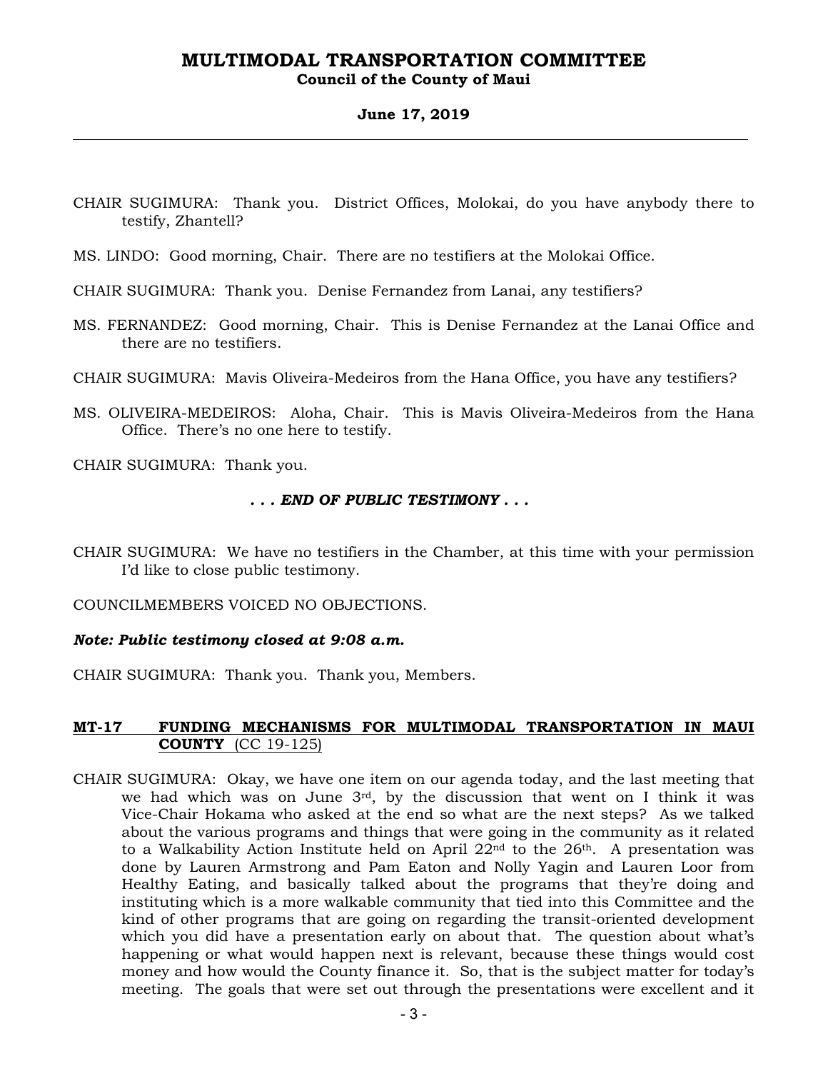CHAIR SUGIMURA: Thank you. District Offices, Molokai, do you have anybody there to testify, Zhantell?

MS. LINDO: Good morning, Chair. There are no testifiers at the Molokai Office.

CHAIR SUGIMURA: Thank you. Denise Fernandez from Lanai, any testifiers?

MS. FERNANDEZ: Good morning, Chair. This is Denise Fernandez at the Lanai Office and there are no testifiers.

CHAIR SUGIMURA: Mavis Oliveira-Medeiros from the Hana Office, you have any testifiers?

MS. OLIVEIRA-MEDEIROS: Aloha, Chair. This is Mavis Oliveira-Medeiros from the Hana Office. There's no one here to testify.

CHAIR SUGIMURA: Thank you.

***. . . END OF PUBLIC TESTIMONY . . .***

CHAIR SUGIMURA: We have no testifiers in the Chamber, at this time with your permission I'd like to close public testimony.

COUNCILMEMBERS VOICED NO OBJECTIONS.

***Note: Public testimony closed at 9:08 a.m.***

CHAIR SUGIMURA: Thank you. Thank you, Members.

**MT-17 FUNDING MECHANISMS FOR MULTIMODAL TRANSPORTATION IN MAUI COUNTY** (CC 19-125)

CHAIR SUGIMURA: Okay, we have one item on our agenda today, and the last meeting that we had which was on June 3rd, by the discussion that went on I think it was Vice-Chair Hokama who asked at the end so what are the next steps? As we talked about the various programs and things that were going in the community as it related to a Walkability Action Institute held on April 22nd to the 26th. A presentation was done by Lauren Armstrong and Pam Eaton and Nolly Yagin and Lauren Loor from Healthy Eating, and basically talked about the programs that they're doing and instituting which is a more walkable community that tied into this Committee and the kind of other programs that are going on regarding the transit-oriented development which you did have a presentation early on about that. The question about what's happening or what would happen next is relevant, because these things would cost money and how would the County finance it. So, that is the subject matter for today's meeting. The goals that were set out through the presentations were excellent and it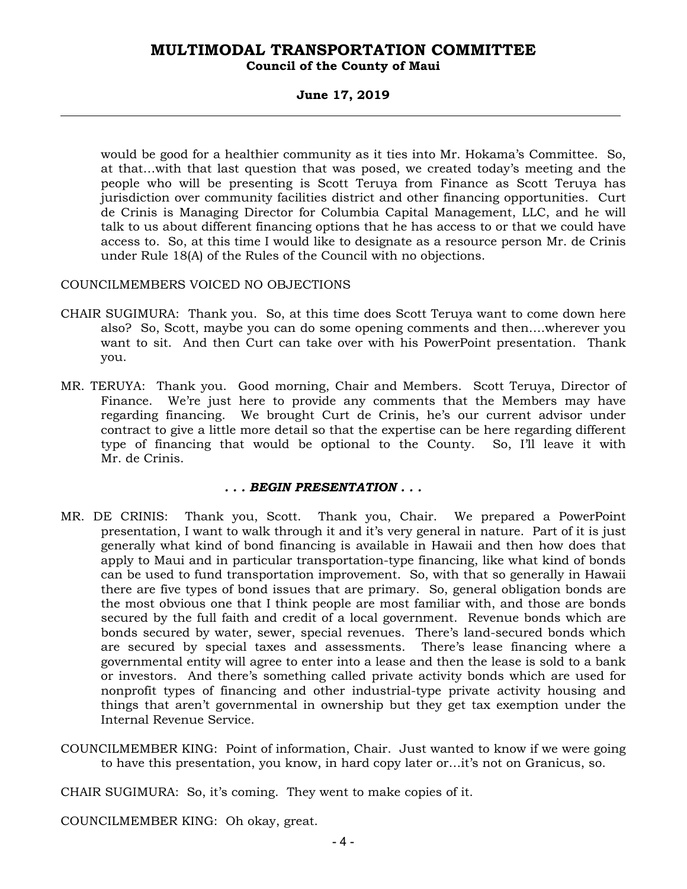would be good for a healthier community as it ties into Mr. Hokama's Committee. So, at that…with that last question that was posed, we created today's meeting and the people who will be presenting is Scott Teruya from Finance as Scott Teruya has jurisdiction over community facilities district and other financing opportunities. Curt de Crinis is Managing Director for Columbia Capital Management, LLC, and he will talk to us about different financing options that he has access to or that we could have access to. So, at this time I would like to designate as a resource person Mr. de Crinis under Rule 18(A) of the Rules of the Council with no objections.

COUNCILMEMBERS VOICED NO OBJECTIONS

CHAIR SUGIMURA: Thank you. So, at this time does Scott Teruya want to come down here also? So, Scott, maybe you can do some opening comments and then….wherever you want to sit. And then Curt can take over with his PowerPoint presentation. Thank you.

MR. TERUYA: Thank you. Good morning, Chair and Members. Scott Teruya, Director of Finance. We're just here to provide any comments that the Members may have regarding financing. We brought Curt de Crinis, he's our current advisor under contract to give a little more detail so that the expertise can be here regarding different type of financing that would be optional to the County. So, I'll leave it with Mr. de Crinis.

***. . . BEGIN PRESENTATION . . .***

MR. DE CRINIS: Thank you, Scott. Thank you, Chair. We prepared a PowerPoint presentation, I want to walk through it and it's very general in nature. Part of it is just generally what kind of bond financing is available in Hawaii and then how does that apply to Maui and in particular transportation-type financing, like what kind of bonds can be used to fund transportation improvement. So, with that so generally in Hawaii there are five types of bond issues that are primary. So, general obligation bonds are the most obvious one that I think people are most familiar with, and those are bonds secured by the full faith and credit of a local government. Revenue bonds which are bonds secured by water, sewer, special revenues. There's land-secured bonds which are secured by special taxes and assessments. There's lease financing where a governmental entity will agree to enter into a lease and then the lease is sold to a bank or investors. And there's something called private activity bonds which are used for nonprofit types of financing and other industrial-type private activity housing and things that aren't governmental in ownership but they get tax exemption under the Internal Revenue Service.

COUNCILMEMBER KING: Point of information, Chair. Just wanted to know if we were going to have this presentation, you know, in hard copy later or…it's not on Granicus, so.

CHAIR SUGIMURA: So, it's coming. They went to make copies of it.

COUNCILMEMBER KING: Oh okay, great.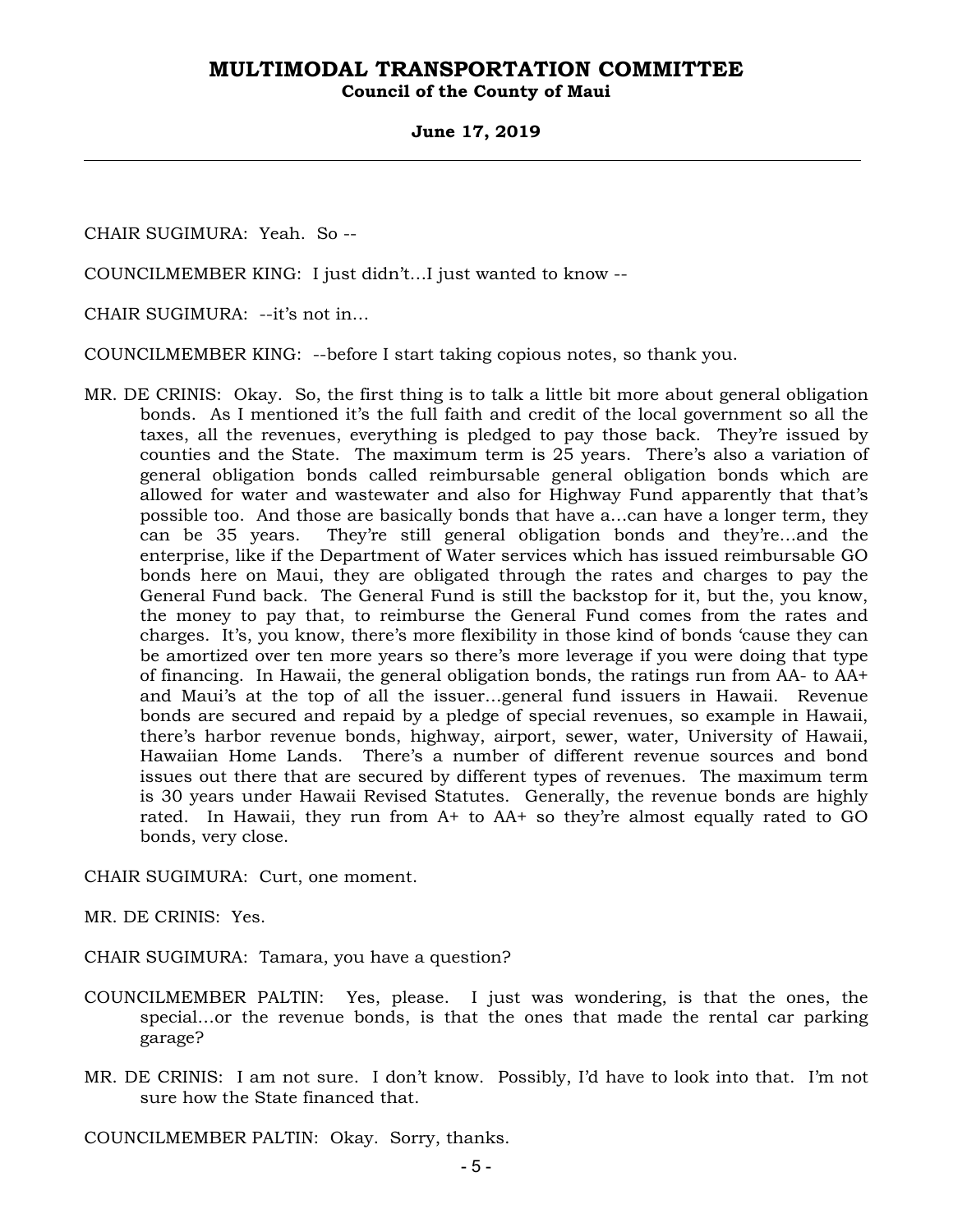CHAIR SUGIMURA: Yeah. So --

COUNCILMEMBER KING: I just didn't…I just wanted to know --

CHAIR SUGIMURA: --it's not in…

COUNCILMEMBER KING: --before I start taking copious notes, so thank you.

MR. DE CRINIS: Okay. So, the first thing is to talk a little bit more about general obligation bonds. As I mentioned it's the full faith and credit of the local government so all the taxes, all the revenues, everything is pledged to pay those back. They're issued by counties and the State. The maximum term is 25 years. There's also a variation of general obligation bonds called reimbursable general obligation bonds which are allowed for water and wastewater and also for Highway Fund apparently that that's possible too. And those are basically bonds that have a…can have a longer term, they can be 35 years. They're still general obligation bonds and they're…and the enterprise, like if the Department of Water services which has issued reimbursable GO bonds here on Maui, they are obligated through the rates and charges to pay the General Fund back. The General Fund is still the backstop for it, but the, you know, the money to pay that, to reimburse the General Fund comes from the rates and charges. It's, you know, there's more flexibility in those kind of bonds 'cause they can be amortized over ten more years so there's more leverage if you were doing that type of financing. In Hawaii, the general obligation bonds, the ratings run from AA- to AA+ and Maui's at the top of all the issuer…general fund issuers in Hawaii. Revenue bonds are secured and repaid by a pledge of special revenues, so example in Hawaii, there's harbor revenue bonds, highway, airport, sewer, water, University of Hawaii, Hawaiian Home Lands. There's a number of different revenue sources and bond issues out there that are secured by different types of revenues. The maximum term is 30 years under Hawaii Revised Statutes. Generally, the revenue bonds are highly rated. In Hawaii, they run from A+ to AA+ so they're almost equally rated to GO bonds, very close.

CHAIR SUGIMURA: Curt, one moment.

MR. DE CRINIS: Yes.

CHAIR SUGIMURA: Tamara, you have a question?

COUNCILMEMBER PALTIN: Yes, please. I just was wondering, is that the ones, the special…or the revenue bonds, is that the ones that made the rental car parking garage?

MR. DE CRINIS: I am not sure. I don't know. Possibly, I'd have to look into that. I'm not sure how the State financed that.

COUNCILMEMBER PALTIN: Okay. Sorry, thanks.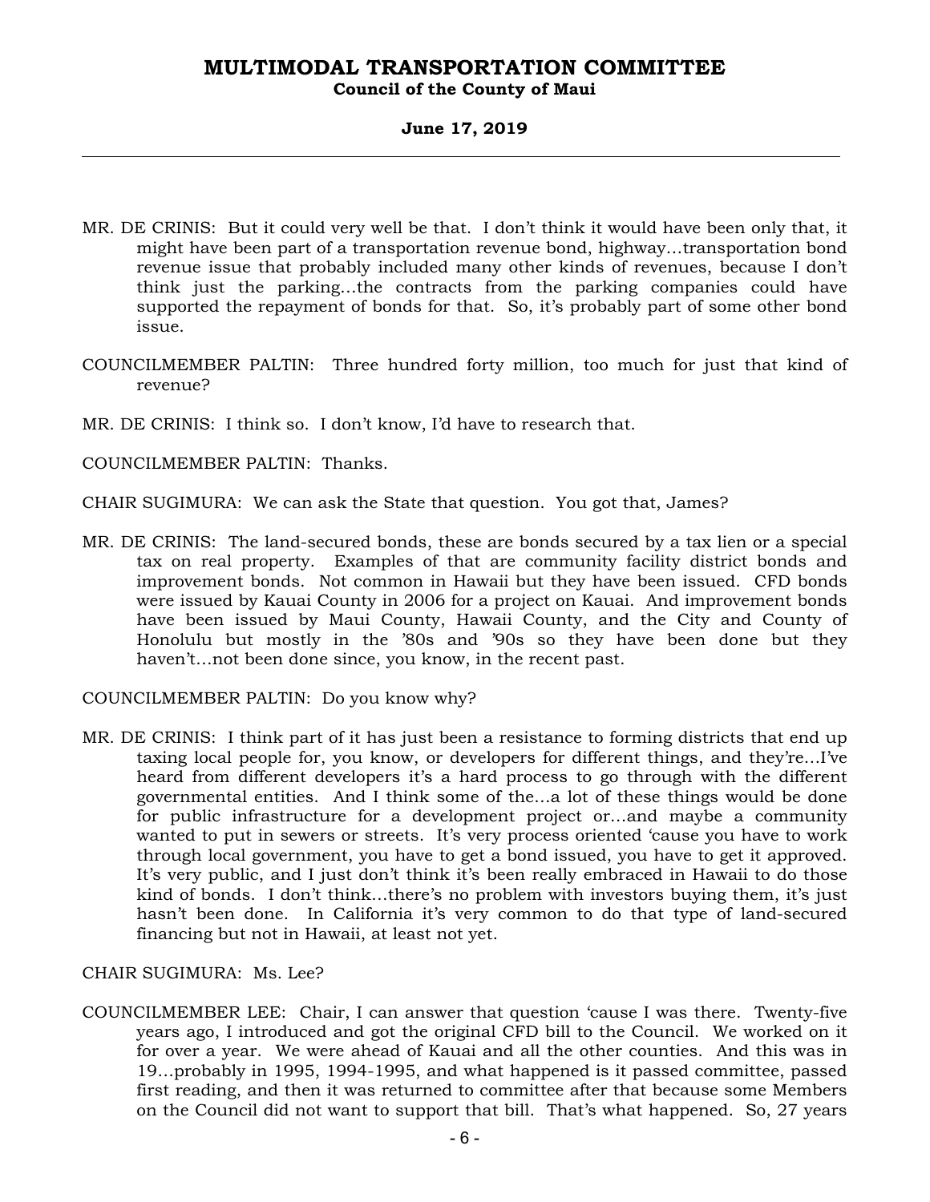MR. DE CRINIS: But it could very well be that. I don't think it would have been only that, it might have been part of a transportation revenue bond, highway…transportation bond revenue issue that probably included many other kinds of revenues, because I don't think just the parking…the contracts from the parking companies could have supported the repayment of bonds for that. So, it's probably part of some other bond issue.

COUNCILMEMBER PALTIN: Three hundred forty million, too much for just that kind of revenue?

MR. DE CRINIS: I think so. I don't know, I'd have to research that.

COUNCILMEMBER PALTIN: Thanks.

CHAIR SUGIMURA: We can ask the State that question. You got that, James?

MR. DE CRINIS: The land-secured bonds, these are bonds secured by a tax lien or a special tax on real property. Examples of that are community facility district bonds and improvement bonds. Not common in Hawaii but they have been issued. CFD bonds were issued by Kauai County in 2006 for a project on Kauai. And improvement bonds have been issued by Maui County, Hawaii County, and the City and County of Honolulu but mostly in the '80s and '90s so they have been done but they haven't…not been done since, you know, in the recent past.

COUNCILMEMBER PALTIN: Do you know why?

MR. DE CRINIS: I think part of it has just been a resistance to forming districts that end up taxing local people for, you know, or developers for different things, and they're…I've heard from different developers it's a hard process to go through with the different governmental entities. And I think some of the…a lot of these things would be done for public infrastructure for a development project or…and maybe a community wanted to put in sewers or streets. It's very process oriented 'cause you have to work through local government, you have to get a bond issued, you have to get it approved. It's very public, and I just don't think it's been really embraced in Hawaii to do those kind of bonds. I don't think…there's no problem with investors buying them, it's just hasn't been done. In California it's very common to do that type of land-secured financing but not in Hawaii, at least not yet.

CHAIR SUGIMURA: Ms. Lee?

COUNCILMEMBER LEE: Chair, I can answer that question 'cause I was there. Twenty-five years ago, I introduced and got the original CFD bill to the Council. We worked on it for over a year. We were ahead of Kauai and all the other counties. And this was in 19…probably in 1995, 1994-1995, and what happened is it passed committee, passed first reading, and then it was returned to committee after that because some Members on the Council did not want to support that bill. That's what happened. So, 27 years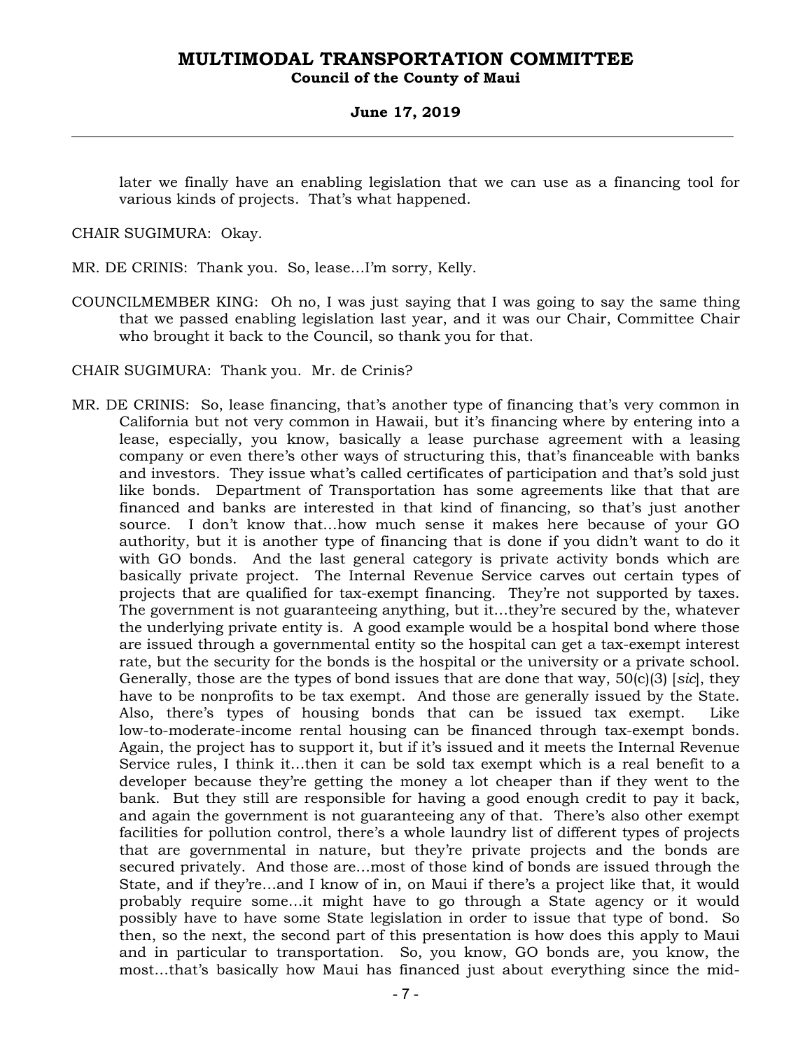later we finally have an enabling legislation that we can use as a financing tool for various kinds of projects. That's what happened.

CHAIR SUGIMURA: Okay.

MR. DE CRINIS: Thank you. So, lease...I'm sorry, Kelly.

COUNCILMEMBER KING: Oh no, I was just saying that I was going to say the same thing that we passed enabling legislation last year, and it was our Chair, Committee Chair who brought it back to the Council, so thank you for that.

CHAIR SUGIMURA: Thank you. Mr. de Crinis?

MR. DE CRINIS: So, lease financing, that's another type of financing that's very common in California but not very common in Hawaii, but it's financing where by entering into a lease, especially, you know, basically a lease purchase agreement with a leasing company or even there's other ways of structuring this, that's financeable with banks and investors. They issue what's called certificates of participation and that's sold just like bonds. Department of Transportation has some agreements like that that are financed and banks are interested in that kind of financing, so that's just another source. I don't know that...how much sense it makes here because of your GO authority, but it is another type of financing that is done if you didn't want to do it with GO bonds. And the last general category is private activity bonds which are basically private project. The Internal Revenue Service carves out certain types of projects that are qualified for tax-exempt financing. They're not supported by taxes. The government is not guaranteeing anything, but it...they're secured by the, whatever the underlying private entity is. A good example would be a hospital bond where those are issued through a governmental entity so the hospital can get a tax-exempt interest rate, but the security for the bonds is the hospital or the university or a private school. Generally, those are the types of bond issues that are done that way, 50(c)(3) [*sic*], they have to be nonprofits to be tax exempt. And those are generally issued by the State. Also, there's types of housing bonds that can be issued tax exempt. Like low-to-moderate-income rental housing can be financed through tax-exempt bonds. Again, the project has to support it, but if it's issued and it meets the Internal Revenue Service rules, I think it...then it can be sold tax exempt which is a real benefit to a developer because they're getting the money a lot cheaper than if they went to the bank. But they still are responsible for having a good enough credit to pay it back, and again the government is not guaranteeing any of that. There's also other exempt facilities for pollution control, there's a whole laundry list of different types of projects that are governmental in nature, but they're private projects and the bonds are secured privately. And those are...most of those kind of bonds are issued through the State, and if they're...and I know of in, on Maui if there's a project like that, it would probably require some...it might have to go through a State agency or it would possibly have to have some State legislation in order to issue that type of bond. So then, so the next, the second part of this presentation is how does this apply to Maui and in particular to transportation. So, you know, GO bonds are, you know, the most...that's basically how Maui has financed just about everything since the mid-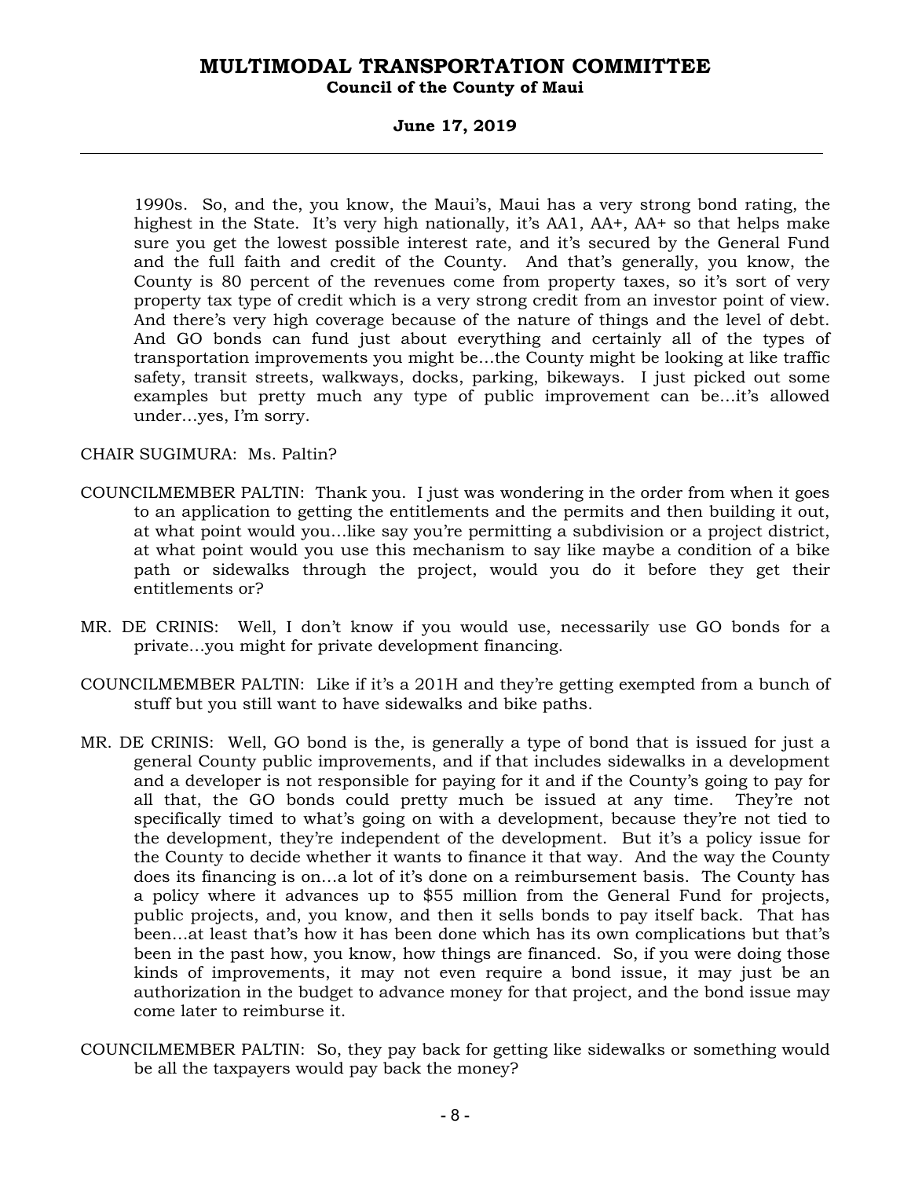1990s. So, and the, you know, the Maui's, Maui has a very strong bond rating, the highest in the State. It's very high nationally, it's AA1, AA+, AA+ so that helps make sure you get the lowest possible interest rate, and it's secured by the General Fund and the full faith and credit of the County. And that's generally, you know, the County is 80 percent of the revenues come from property taxes, so it's sort of very property tax type of credit which is a very strong credit from an investor point of view. And there's very high coverage because of the nature of things and the level of debt. And GO bonds can fund just about everything and certainly all of the types of transportation improvements you might be…the County might be looking at like traffic safety, transit streets, walkways, docks, parking, bikeways. I just picked out some examples but pretty much any type of public improvement can be…it's allowed under…yes, I'm sorry.

CHAIR SUGIMURA: Ms. Paltin?

COUNCILMEMBER PALTIN: Thank you. I just was wondering in the order from when it goes to an application to getting the entitlements and the permits and then building it out, at what point would you…like say you're permitting a subdivision or a project district, at what point would you use this mechanism to say like maybe a condition of a bike path or sidewalks through the project, would you do it before they get their entitlements or?

MR. DE CRINIS: Well, I don't know if you would use, necessarily use GO bonds for a private…you might for private development financing.

COUNCILMEMBER PALTIN: Like if it's a 201H and they're getting exempted from a bunch of stuff but you still want to have sidewalks and bike paths.

MR. DE CRINIS: Well, GO bond is the, is generally a type of bond that is issued for just a general County public improvements, and if that includes sidewalks in a development and a developer is not responsible for paying for it and if the County's going to pay for all that, the GO bonds could pretty much be issued at any time. They're not specifically timed to what's going on with a development, because they're not tied to the development, they're independent of the development. But it's a policy issue for the County to decide whether it wants to finance it that way. And the way the County does its financing is on…a lot of it's done on a reimbursement basis. The County has a policy where it advances up to $55 million from the General Fund for projects, public projects, and, you know, and then it sells bonds to pay itself back. That has been…at least that's how it has been done which has its own complications but that's been in the past how, you know, how things are financed. So, if you were doing those kinds of improvements, it may not even require a bond issue, it may just be an authorization in the budget to advance money for that project, and the bond issue may come later to reimburse it.

COUNCILMEMBER PALTIN: So, they pay back for getting like sidewalks or something would be all the taxpayers would pay back the money?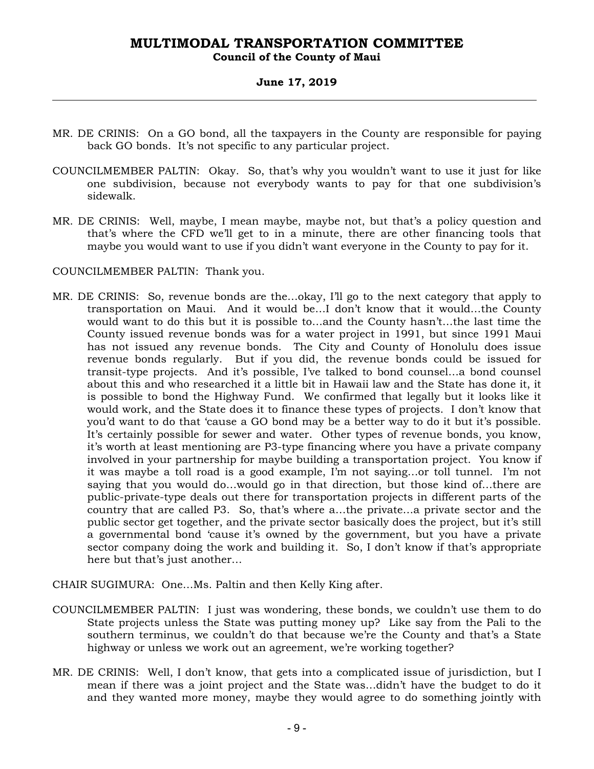MR. DE CRINIS: On a GO bond, all the taxpayers in the County are responsible for paying back GO bonds. It's not specific to any particular project.

COUNCILMEMBER PALTIN: Okay. So, that's why you wouldn't want to use it just for like one subdivision, because not everybody wants to pay for that one subdivision's sidewalk.

MR. DE CRINIS: Well, maybe, I mean maybe, maybe not, but that's a policy question and that's where the CFD we'll get to in a minute, there are other financing tools that maybe you would want to use if you didn't want everyone in the County to pay for it.

COUNCILMEMBER PALTIN: Thank you.

MR. DE CRINIS: So, revenue bonds are the...okay, I'll go to the next category that apply to transportation on Maui. And it would be...I don't know that it would...the County would want to do this but it is possible to...and the County hasn't...the last time the County issued revenue bonds was for a water project in 1991, but since 1991 Maui has not issued any revenue bonds. The City and County of Honolulu does issue revenue bonds regularly. But if you did, the revenue bonds could be issued for transit-type projects. And it's possible, I've talked to bond counsel...a bond counsel about this and who researched it a little bit in Hawaii law and the State has done it, it is possible to bond the Highway Fund. We confirmed that legally but it looks like it would work, and the State does it to finance these types of projects. I don't know that you'd want to do that 'cause a GO bond may be a better way to do it but it's possible. It's certainly possible for sewer and water. Other types of revenue bonds, you know, it's worth at least mentioning are P3-type financing where you have a private company involved in your partnership for maybe building a transportation project. You know if it was maybe a toll road is a good example, I'm not saying...or toll tunnel. I'm not saying that you would do...would go in that direction, but those kind of...there are public-private-type deals out there for transportation projects in different parts of the country that are called P3. So, that's where a...the private...a private sector and the public sector get together, and the private sector basically does the project, but it's still a governmental bond 'cause it's owned by the government, but you have a private sector company doing the work and building it. So, I don't know if that's appropriate here but that's just another...

CHAIR SUGIMURA: One...Ms. Paltin and then Kelly King after.

COUNCILMEMBER PALTIN: I just was wondering, these bonds, we couldn't use them to do State projects unless the State was putting money up? Like say from the Pali to the southern terminus, we couldn't do that because we're the County and that's a State highway or unless we work out an agreement, we're working together?

MR. DE CRINIS: Well, I don't know, that gets into a complicated issue of jurisdiction, but I mean if there was a joint project and the State was...didn't have the budget to do it and they wanted more money, maybe they would agree to do something jointly with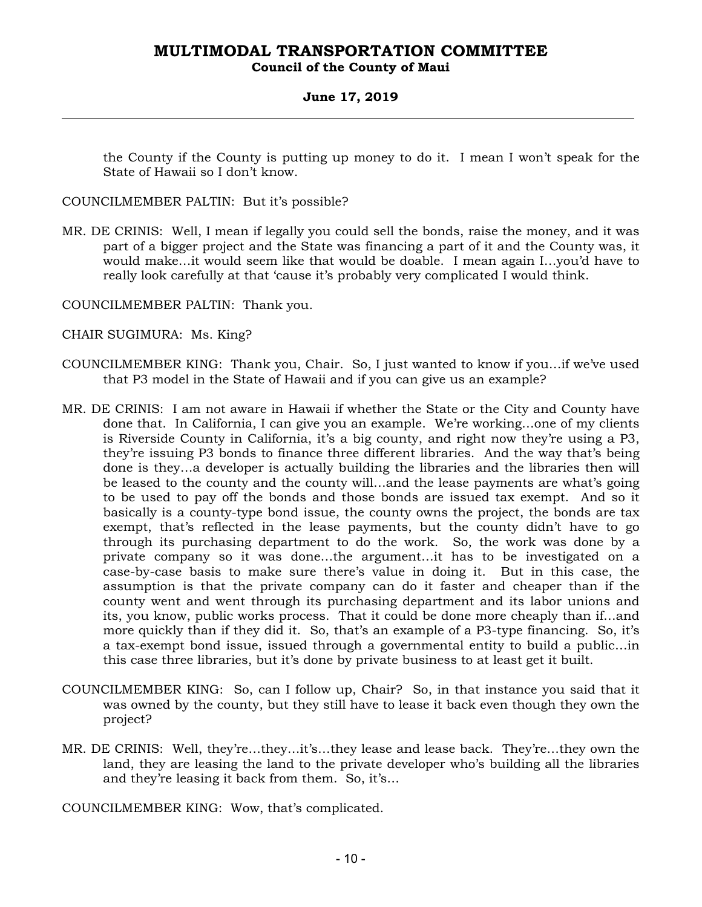the County if the County is putting up money to do it. I mean I won't speak for the State of Hawaii so I don't know.

COUNCILMEMBER PALTIN: But it's possible?

MR. DE CRINIS: Well, I mean if legally you could sell the bonds, raise the money, and it was part of a bigger project and the State was financing a part of it and the County was, it would make…it would seem like that would be doable. I mean again I…you'd have to really look carefully at that 'cause it's probably very complicated I would think.

COUNCILMEMBER PALTIN: Thank you.

CHAIR SUGIMURA: Ms. King?

COUNCILMEMBER KING: Thank you, Chair. So, I just wanted to know if you…if we've used that P3 model in the State of Hawaii and if you can give us an example?

MR. DE CRINIS: I am not aware in Hawaii if whether the State or the City and County have done that. In California, I can give you an example. We're working…one of my clients is Riverside County in California, it's a big county, and right now they're using a P3, they're issuing P3 bonds to finance three different libraries. And the way that's being done is they…a developer is actually building the libraries and the libraries then will be leased to the county and the county will…and the lease payments are what's going to be used to pay off the bonds and those bonds are issued tax exempt. And so it basically is a county-type bond issue, the county owns the project, the bonds are tax exempt, that's reflected in the lease payments, but the county didn't have to go through its purchasing department to do the work. So, the work was done by a private company so it was done…the argument…it has to be investigated on a case-by-case basis to make sure there's value in doing it. But in this case, the assumption is that the private company can do it faster and cheaper than if the county went and went through its purchasing department and its labor unions and its, you know, public works process. That it could be done more cheaply than if…and more quickly than if they did it. So, that's an example of a P3-type financing. So, it's a tax-exempt bond issue, issued through a governmental entity to build a public…in this case three libraries, but it's done by private business to at least get it built.

COUNCILMEMBER KING: So, can I follow up, Chair? So, in that instance you said that it was owned by the county, but they still have to lease it back even though they own the project?

MR. DE CRINIS: Well, they're…they…it's…they lease and lease back. They're…they own the land, they are leasing the land to the private developer who's building all the libraries and they're leasing it back from them. So, it's…

COUNCILMEMBER KING: Wow, that's complicated.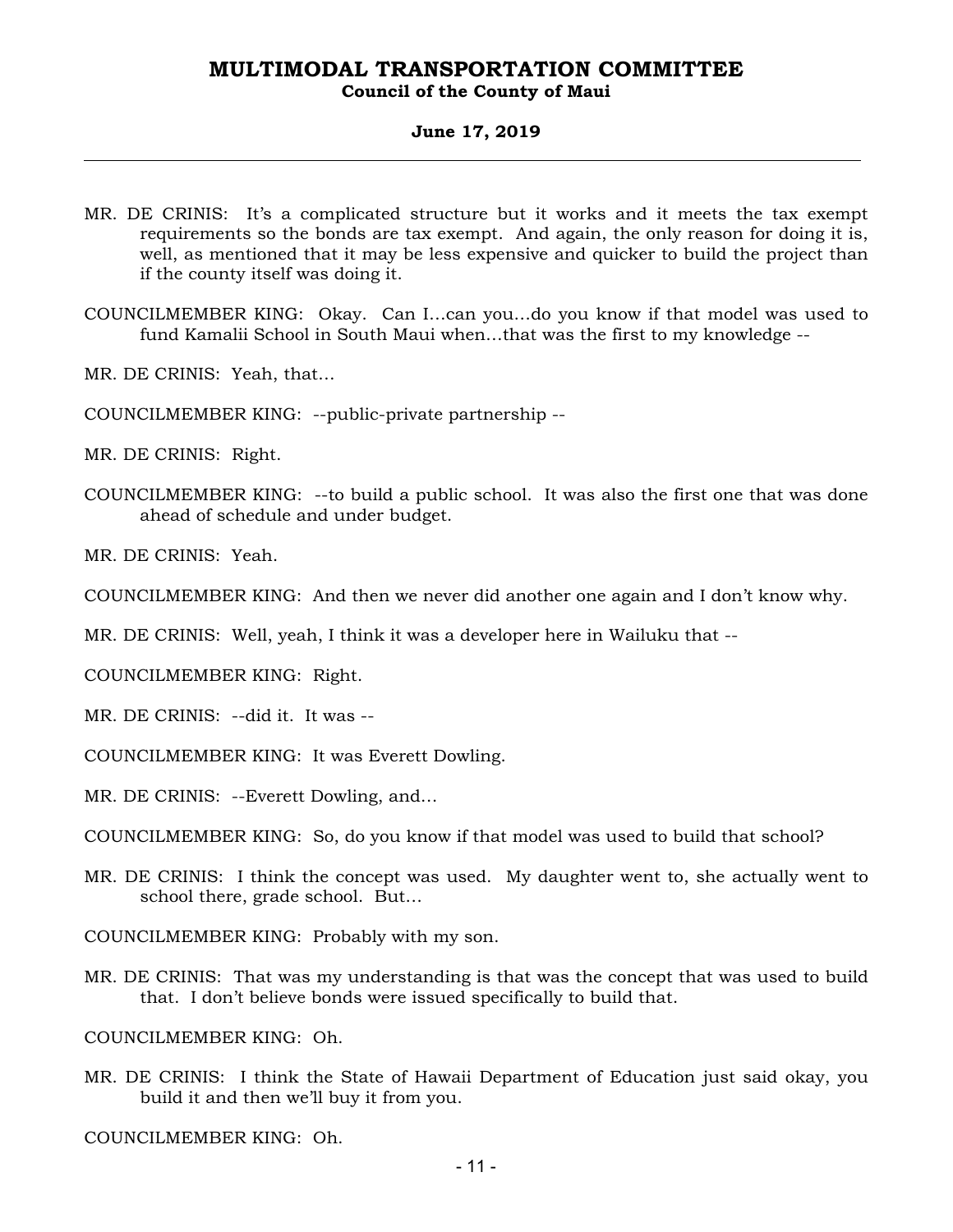MR. DE CRINIS: It's a complicated structure but it works and it meets the tax exempt requirements so the bonds are tax exempt. And again, the only reason for doing it is, well, as mentioned that it may be less expensive and quicker to build the project than if the county itself was doing it.

COUNCILMEMBER KING: Okay. Can I…can you…do you know if that model was used to fund Kamalii School in South Maui when…that was the first to my knowledge --

MR. DE CRINIS: Yeah, that…

COUNCILMEMBER KING: --public-private partnership --

MR. DE CRINIS: Right.

COUNCILMEMBER KING: --to build a public school. It was also the first one that was done ahead of schedule and under budget.

MR. DE CRINIS: Yeah.

COUNCILMEMBER KING: And then we never did another one again and I don't know why.

MR. DE CRINIS: Well, yeah, I think it was a developer here in Wailuku that --

COUNCILMEMBER KING: Right.

MR. DE CRINIS: --did it. It was --

COUNCILMEMBER KING: It was Everett Dowling.

MR. DE CRINIS: --Everett Dowling, and…

COUNCILMEMBER KING: So, do you know if that model was used to build that school?

MR. DE CRINIS: I think the concept was used. My daughter went to, she actually went to school there, grade school. But…

COUNCILMEMBER KING: Probably with my son.

MR. DE CRINIS: That was my understanding is that was the concept that was used to build that. I don't believe bonds were issued specifically to build that.

COUNCILMEMBER KING: Oh.

MR. DE CRINIS: I think the State of Hawaii Department of Education just said okay, you build it and then we'll buy it from you.

COUNCILMEMBER KING: Oh.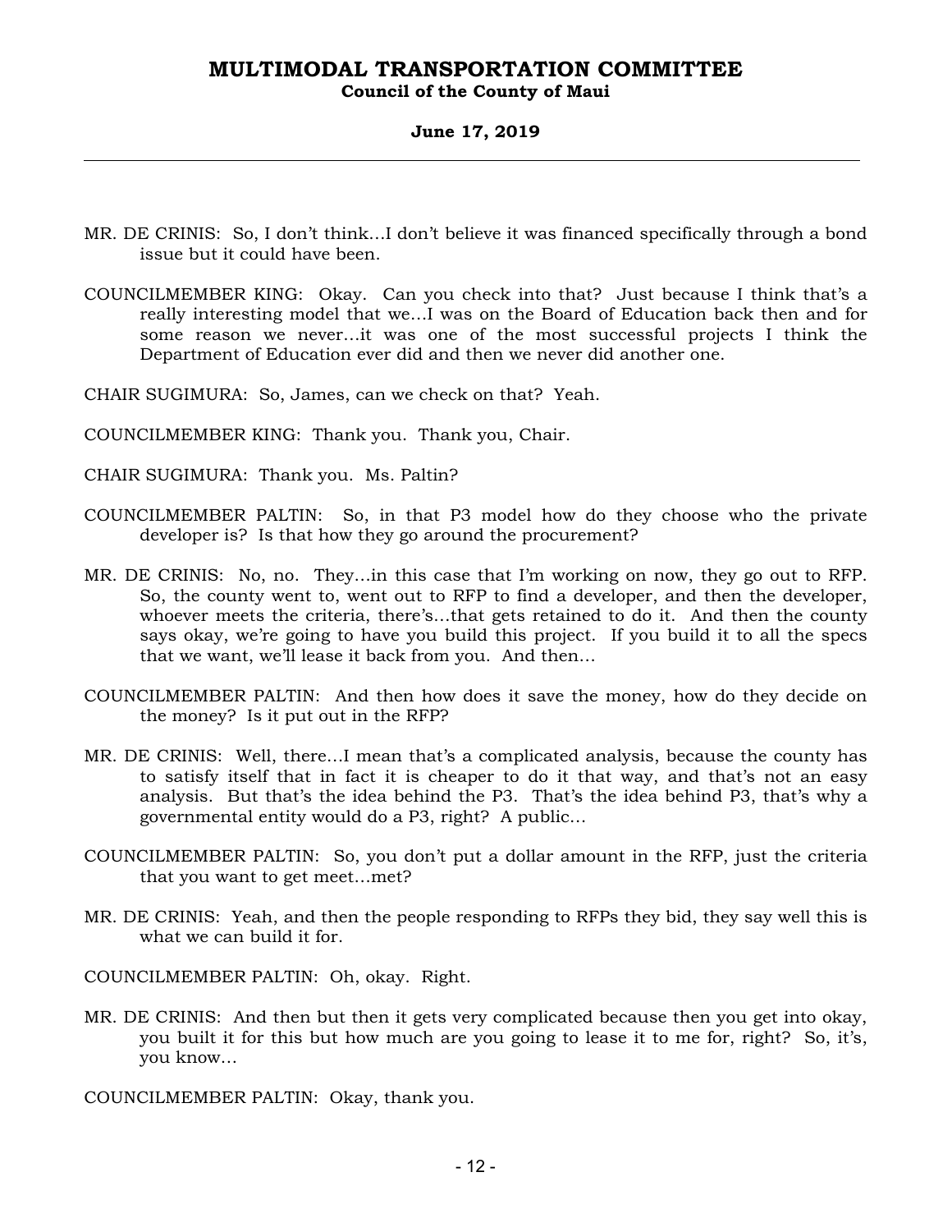MR. DE CRINIS: So, I don't think…I don't believe it was financed specifically through a bond issue but it could have been.

COUNCILMEMBER KING: Okay. Can you check into that? Just because I think that's a really interesting model that we…I was on the Board of Education back then and for some reason we never…it was one of the most successful projects I think the Department of Education ever did and then we never did another one.

CHAIR SUGIMURA: So, James, can we check on that? Yeah.

COUNCILMEMBER KING: Thank you. Thank you, Chair.

CHAIR SUGIMURA: Thank you. Ms. Paltin?

COUNCILMEMBER PALTIN: So, in that P3 model how do they choose who the private developer is? Is that how they go around the procurement?

MR. DE CRINIS: No, no. They…in this case that I'm working on now, they go out to RFP. So, the county went to, went out to RFP to find a developer, and then the developer, whoever meets the criteria, there's…that gets retained to do it. And then the county says okay, we're going to have you build this project. If you build it to all the specs that we want, we'll lease it back from you. And then…

COUNCILMEMBER PALTIN: And then how does it save the money, how do they decide on the money? Is it put out in the RFP?

MR. DE CRINIS: Well, there…I mean that's a complicated analysis, because the county has to satisfy itself that in fact it is cheaper to do it that way, and that's not an easy analysis. But that's the idea behind the P3. That's the idea behind P3, that's why a governmental entity would do a P3, right? A public…

COUNCILMEMBER PALTIN: So, you don't put a dollar amount in the RFP, just the criteria that you want to get meet…met?

MR. DE CRINIS: Yeah, and then the people responding to RFPs they bid, they say well this is what we can build it for.

COUNCILMEMBER PALTIN: Oh, okay. Right.

MR. DE CRINIS: And then but then it gets very complicated because then you get into okay, you built it for this but how much are you going to lease it to me for, right? So, it's, you know…

COUNCILMEMBER PALTIN: Okay, thank you.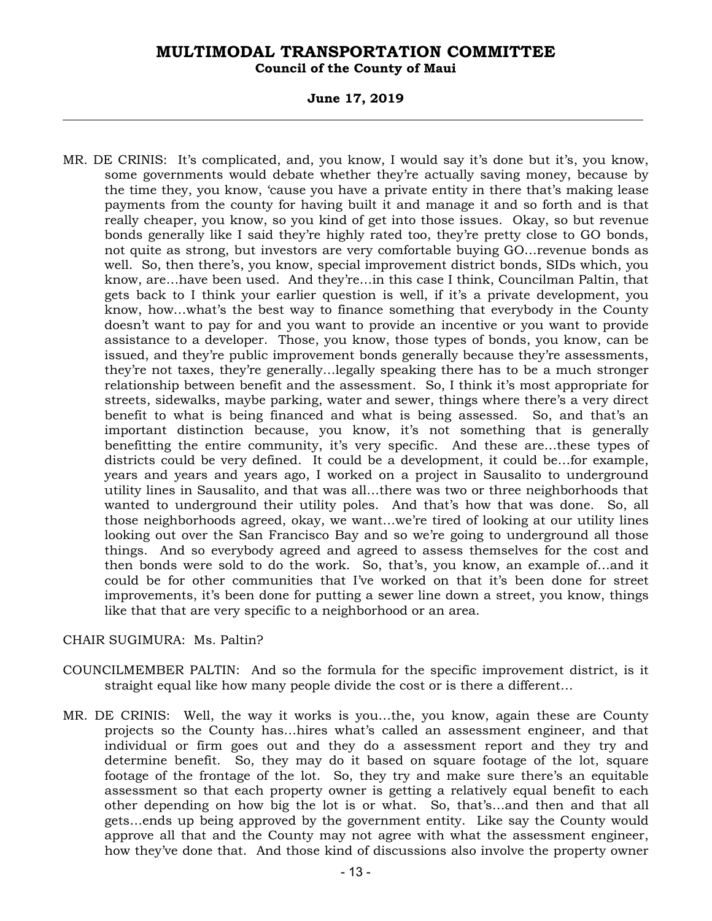MR. DE CRINIS: It's complicated, and, you know, I would say it's done but it's, you know, some governments would debate whether they're actually saving money, because by the time they, you know, 'cause you have a private entity in there that's making lease payments from the county for having built it and manage it and so forth and is that really cheaper, you know, so you kind of get into those issues. Okay, so but revenue bonds generally like I said they're highly rated too, they're pretty close to GO bonds, not quite as strong, but investors are very comfortable buying GO...revenue bonds as well. So, then there's, you know, special improvement district bonds, SIDs which, you know, are...have been used. And they're...in this case I think, Councilman Paltin, that gets back to I think your earlier question is well, if it's a private development, you know, how...what's the best way to finance something that everybody in the County doesn't want to pay for and you want to provide an incentive or you want to provide assistance to a developer. Those, you know, those types of bonds, you know, can be issued, and they're public improvement bonds generally because they're assessments, they're not taxes, they're generally...legally speaking there has to be a much stronger relationship between benefit and the assessment. So, I think it's most appropriate for streets, sidewalks, maybe parking, water and sewer, things where there's a very direct benefit to what is being financed and what is being assessed. So, and that's an important distinction because, you know, it's not something that is generally benefitting the entire community, it's very specific. And these are...these types of districts could be very defined. It could be a development, it could be...for example, years and years and years ago, I worked on a project in Sausalito to underground utility lines in Sausalito, and that was all...there was two or three neighborhoods that wanted to underground their utility poles. And that's how that was done. So, all those neighborhoods agreed, okay, we want...we're tired of looking at our utility lines looking out over the San Francisco Bay and so we're going to underground all those things. And so everybody agreed and agreed to assess themselves for the cost and then bonds were sold to do the work. So, that's, you know, an example of...and it could be for other communities that I've worked on that it's been done for street improvements, it's been done for putting a sewer line down a street, you know, things like that that are very specific to a neighborhood or an area.

CHAIR SUGIMURA: Ms. Paltin?

COUNCILMEMBER PALTIN: And so the formula for the specific improvement district, is it straight equal like how many people divide the cost or is there a different...

MR. DE CRINIS: Well, the way it works is you...the, you know, again these are County projects so the County has...hires what's called an assessment engineer, and that individual or firm goes out and they do a assessment report and they try and determine benefit. So, they may do it based on square footage of the lot, square footage of the frontage of the lot. So, they try and make sure there's an equitable assessment so that each property owner is getting a relatively equal benefit to each other depending on how big the lot is or what. So, that's...and then and that all gets...ends up being approved by the government entity. Like say the County would approve all that and the County may not agree with what the assessment engineer, how they've done that. And those kind of discussions also involve the property owner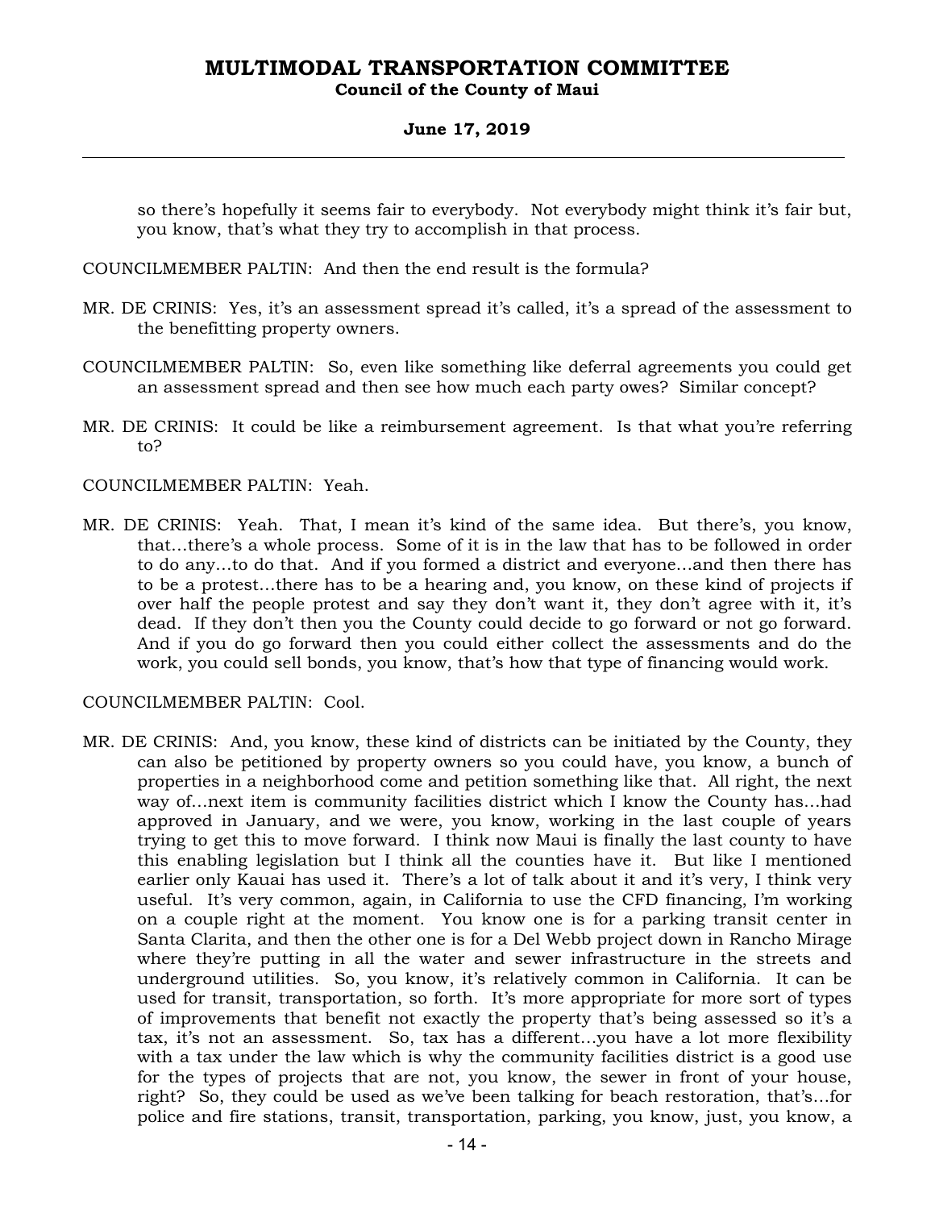so there's hopefully it seems fair to everybody. Not everybody might think it's fair but, you know, that's what they try to accomplish in that process.

COUNCILMEMBER PALTIN: And then the end result is the formula?

MR. DE CRINIS: Yes, it's an assessment spread it's called, it's a spread of the assessment to the benefitting property owners.

COUNCILMEMBER PALTIN: So, even like something like deferral agreements you could get an assessment spread and then see how much each party owes? Similar concept?

MR. DE CRINIS: It could be like a reimbursement agreement. Is that what you're referring to?

COUNCILMEMBER PALTIN: Yeah.

MR. DE CRINIS: Yeah. That, I mean it's kind of the same idea. But there's, you know, that…there's a whole process. Some of it is in the law that has to be followed in order to do any…to do that. And if you formed a district and everyone…and then there has to be a protest…there has to be a hearing and, you know, on these kind of projects if over half the people protest and say they don't want it, they don't agree with it, it's dead. If they don't then you the County could decide to go forward or not go forward. And if you do go forward then you could either collect the assessments and do the work, you could sell bonds, you know, that's how that type of financing would work.

COUNCILMEMBER PALTIN: Cool.

MR. DE CRINIS: And, you know, these kind of districts can be initiated by the County, they can also be petitioned by property owners so you could have, you know, a bunch of properties in a neighborhood come and petition something like that. All right, the next way of…next item is community facilities district which I know the County has…had approved in January, and we were, you know, working in the last couple of years trying to get this to move forward. I think now Maui is finally the last county to have this enabling legislation but I think all the counties have it. But like I mentioned earlier only Kauai has used it. There's a lot of talk about it and it's very, I think very useful. It's very common, again, in California to use the CFD financing, I'm working on a couple right at the moment. You know one is for a parking transit center in Santa Clarita, and then the other one is for a Del Webb project down in Rancho Mirage where they're putting in all the water and sewer infrastructure in the streets and underground utilities. So, you know, it's relatively common in California. It can be used for transit, transportation, so forth. It's more appropriate for more sort of types of improvements that benefit not exactly the property that's being assessed so it's a tax, it's not an assessment. So, tax has a different…you have a lot more flexibility with a tax under the law which is why the community facilities district is a good use for the types of projects that are not, you know, the sewer in front of your house, right? So, they could be used as we've been talking for beach restoration, that's…for police and fire stations, transit, transportation, parking, you know, just, you know, a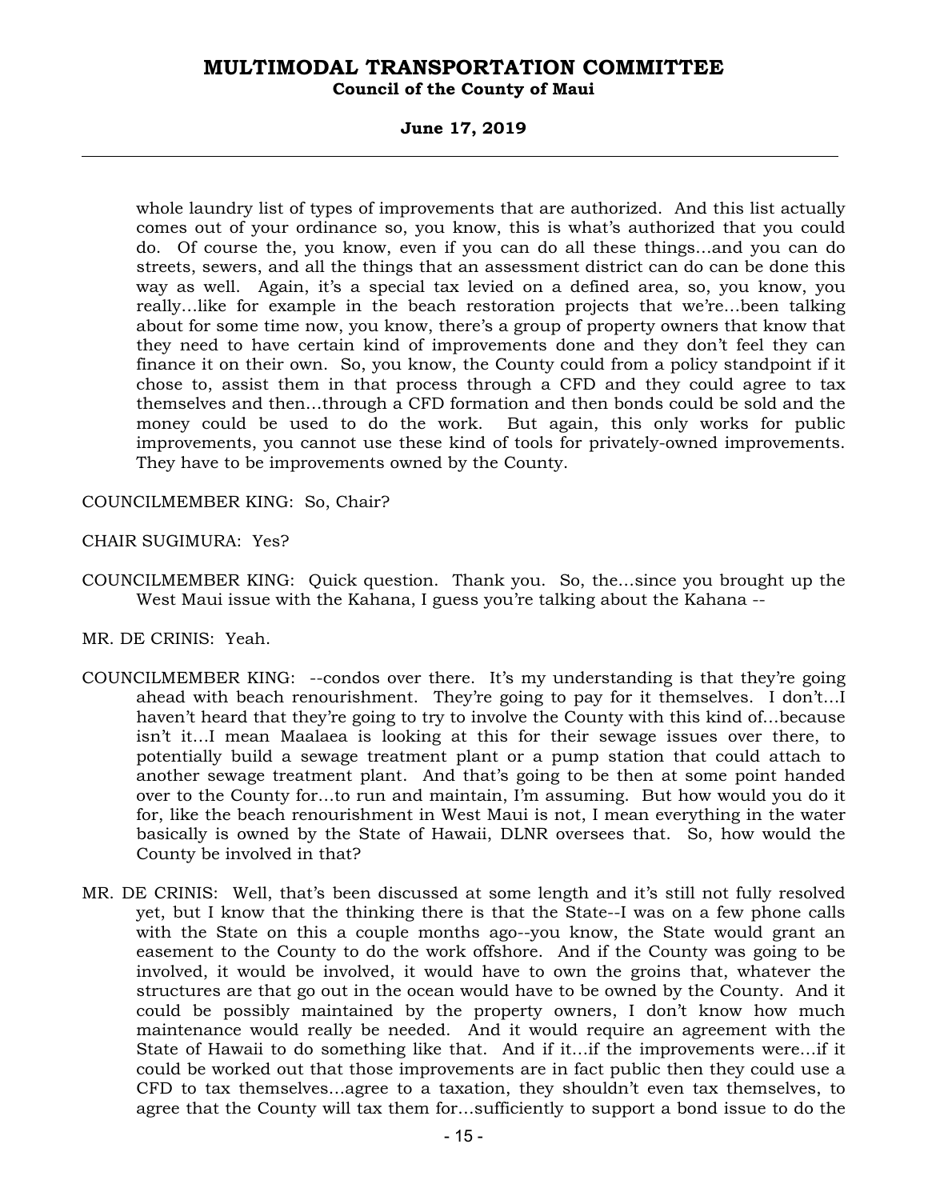whole laundry list of types of improvements that are authorized. And this list actually comes out of your ordinance so, you know, this is what's authorized that you could do. Of course the, you know, even if you can do all these things...and you can do streets, sewers, and all the things that an assessment district can do can be done this way as well. Again, it's a special tax levied on a defined area, so, you know, you really...like for example in the beach restoration projects that we're...been talking about for some time now, you know, there's a group of property owners that know that they need to have certain kind of improvements done and they don't feel they can finance it on their own. So, you know, the County could from a policy standpoint if it chose to, assist them in that process through a CFD and they could agree to tax themselves and then...through a CFD formation and then bonds could be sold and the money could be used to do the work. But again, this only works for public improvements, you cannot use these kind of tools for privately-owned improvements. They have to be improvements owned by the County.

COUNCILMEMBER KING: So, Chair?

CHAIR SUGIMURA: Yes?

COUNCILMEMBER KING: Quick question. Thank you. So, the...since you brought up the West Maui issue with the Kahana, I guess you're talking about the Kahana --

MR. DE CRINIS: Yeah.

COUNCILMEMBER KING: --condos over there. It's my understanding is that they're going ahead with beach renourishment. They're going to pay for it themselves. I don't...I haven't heard that they're going to try to involve the County with this kind of...because isn't it...I mean Maalaea is looking at this for their sewage issues over there, to potentially build a sewage treatment plant or a pump station that could attach to another sewage treatment plant. And that's going to be then at some point handed over to the County for...to run and maintain, I'm assuming. But how would you do it for, like the beach renourishment in West Maui is not, I mean everything in the water basically is owned by the State of Hawaii, DLNR oversees that. So, how would the County be involved in that?

MR. DE CRINIS: Well, that's been discussed at some length and it's still not fully resolved yet, but I know that the thinking there is that the State--I was on a few phone calls with the State on this a couple months ago--you know, the State would grant an easement to the County to do the work offshore. And if the County was going to be involved, it would be involved, it would have to own the groins that, whatever the structures are that go out in the ocean would have to be owned by the County. And it could be possibly maintained by the property owners, I don't know how much maintenance would really be needed. And it would require an agreement with the State of Hawaii to do something like that. And if it...if the improvements were...if it could be worked out that those improvements are in fact public then they could use a CFD to tax themselves...agree to a taxation, they shouldn't even tax themselves, to agree that the County will tax them for...sufficiently to support a bond issue to do the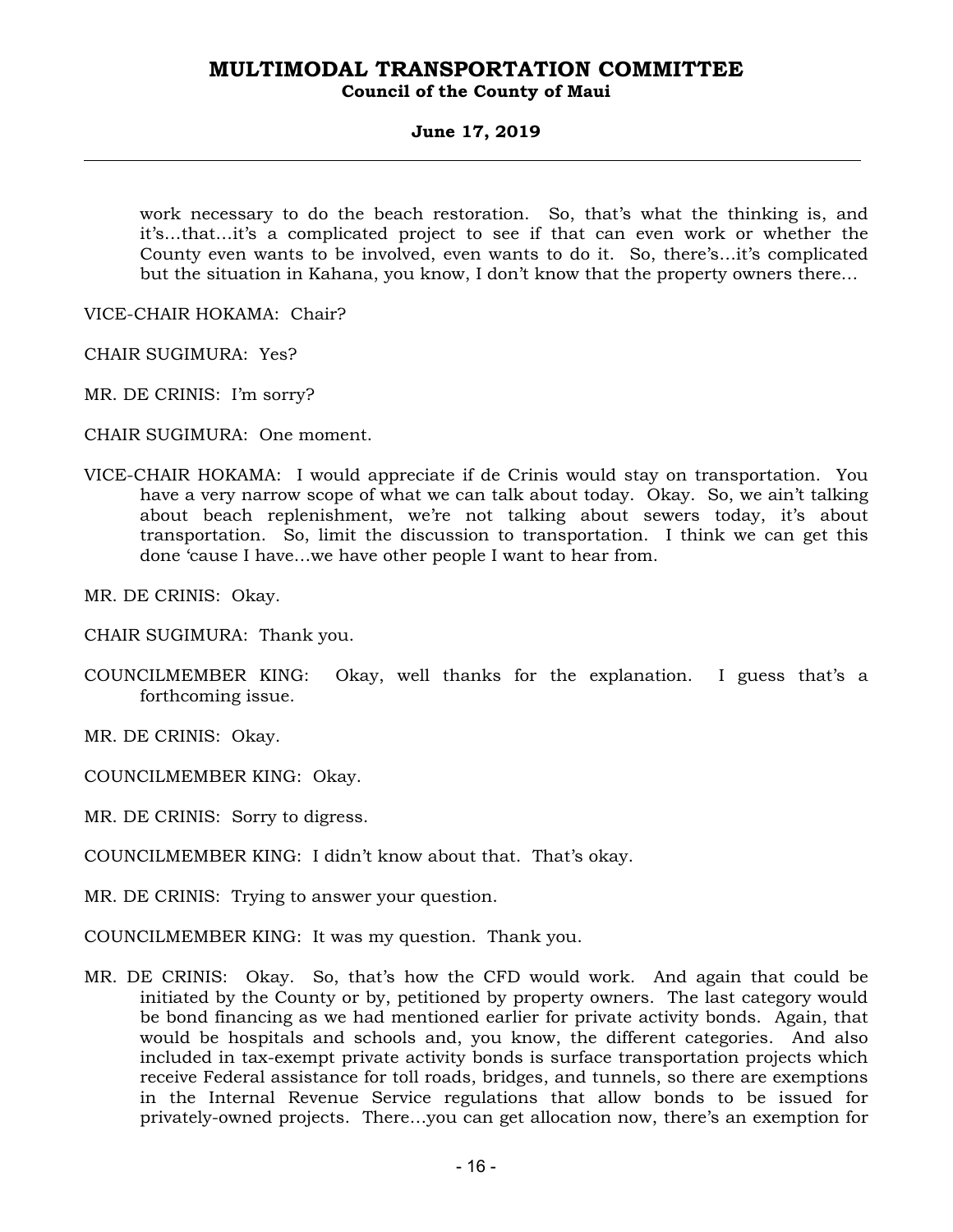work necessary to do the beach restoration. So, that's what the thinking is, and it's…that…it's a complicated project to see if that can even work or whether the County even wants to be involved, even wants to do it. So, there's…it's complicated but the situation in Kahana, you know, I don't know that the property owners there…

VICE-CHAIR HOKAMA: Chair?

CHAIR SUGIMURA: Yes?

MR. DE CRINIS: I'm sorry?

CHAIR SUGIMURA: One moment.

VICE-CHAIR HOKAMA: I would appreciate if de Crinis would stay on transportation. You have a very narrow scope of what we can talk about today. Okay. So, we ain't talking about beach replenishment, we're not talking about sewers today, it's about transportation. So, limit the discussion to transportation. I think we can get this done 'cause I have…we have other people I want to hear from.

MR. DE CRINIS: Okay.

CHAIR SUGIMURA: Thank you.

COUNCILMEMBER KING: Okay, well thanks for the explanation. I guess that's a forthcoming issue.

MR. DE CRINIS: Okay.

COUNCILMEMBER KING: Okay.

MR. DE CRINIS: Sorry to digress.

COUNCILMEMBER KING: I didn't know about that. That's okay.

MR. DE CRINIS: Trying to answer your question.

COUNCILMEMBER KING: It was my question. Thank you.

MR. DE CRINIS: Okay. So, that's how the CFD would work. And again that could be initiated by the County or by, petitioned by property owners. The last category would be bond financing as we had mentioned earlier for private activity bonds. Again, that would be hospitals and schools and, you know, the different categories. And also included in tax-exempt private activity bonds is surface transportation projects which receive Federal assistance for toll roads, bridges, and tunnels, so there are exemptions in the Internal Revenue Service regulations that allow bonds to be issued for privately-owned projects. There…you can get allocation now, there's an exemption for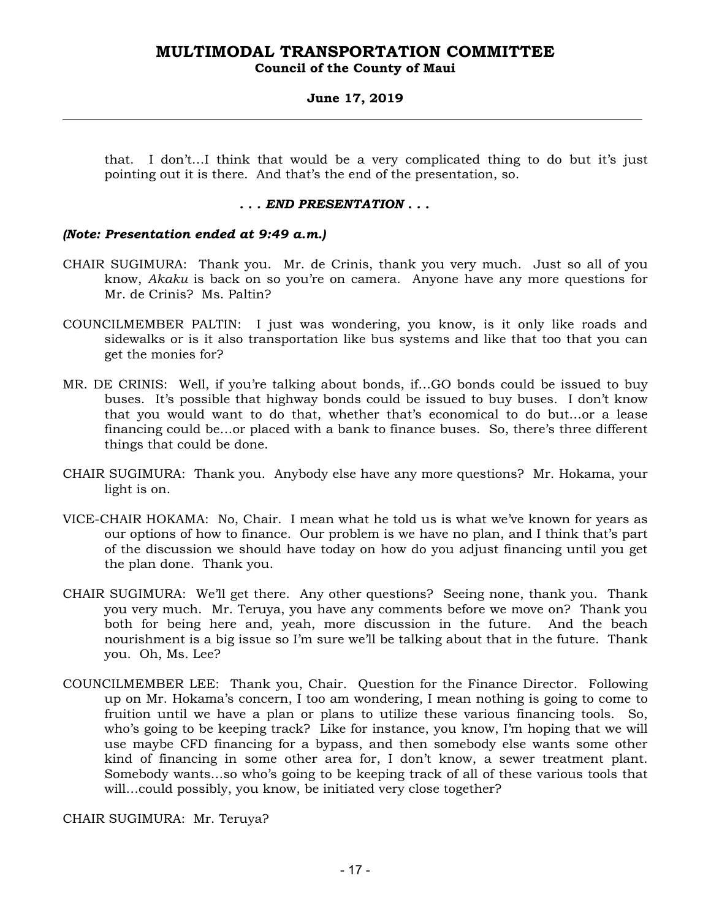that. I don't...I think that would be a very complicated thing to do but it's just pointing out it is there. And that's the end of the presentation, so.

***. . . END PRESENTATION . . .***

***(Note: Presentation ended at 9:49 a.m.)***

CHAIR SUGIMURA: Thank you. Mr. de Crinis, thank you very much. Just so all of you know, *Akaku* is back on so you're on camera. Anyone have any more questions for Mr. de Crinis? Ms. Paltin?

COUNCILMEMBER PALTIN: I just was wondering, you know, is it only like roads and sidewalks or is it also transportation like bus systems and like that too that you can get the monies for?

MR. DE CRINIS: Well, if you're talking about bonds, if...GO bonds could be issued to buy buses. It's possible that highway bonds could be issued to buy buses. I don't know that you would want to do that, whether that's economical to do but...or a lease financing could be...or placed with a bank to finance buses. So, there's three different things that could be done.

CHAIR SUGIMURA: Thank you. Anybody else have any more questions? Mr. Hokama, your light is on.

VICE-CHAIR HOKAMA: No, Chair. I mean what he told us is what we've known for years as our options of how to finance. Our problem is we have no plan, and I think that's part of the discussion we should have today on how do you adjust financing until you get the plan done. Thank you.

CHAIR SUGIMURA: We'll get there. Any other questions? Seeing none, thank you. Thank you very much. Mr. Teruya, you have any comments before we move on? Thank you both for being here and, yeah, more discussion in the future. And the beach nourishment is a big issue so I'm sure we'll be talking about that in the future. Thank you. Oh, Ms. Lee?

COUNCILMEMBER LEE: Thank you, Chair. Question for the Finance Director. Following up on Mr. Hokama's concern, I too am wondering, I mean nothing is going to come to fruition until we have a plan or plans to utilize these various financing tools. So, who's going to be keeping track? Like for instance, you know, I'm hoping that we will use maybe CFD financing for a bypass, and then somebody else wants some other kind of financing in some other area for, I don't know, a sewer treatment plant. Somebody wants...so who's going to be keeping track of all of these various tools that will...could possibly, you know, be initiated very close together?

CHAIR SUGIMURA: Mr. Teruya?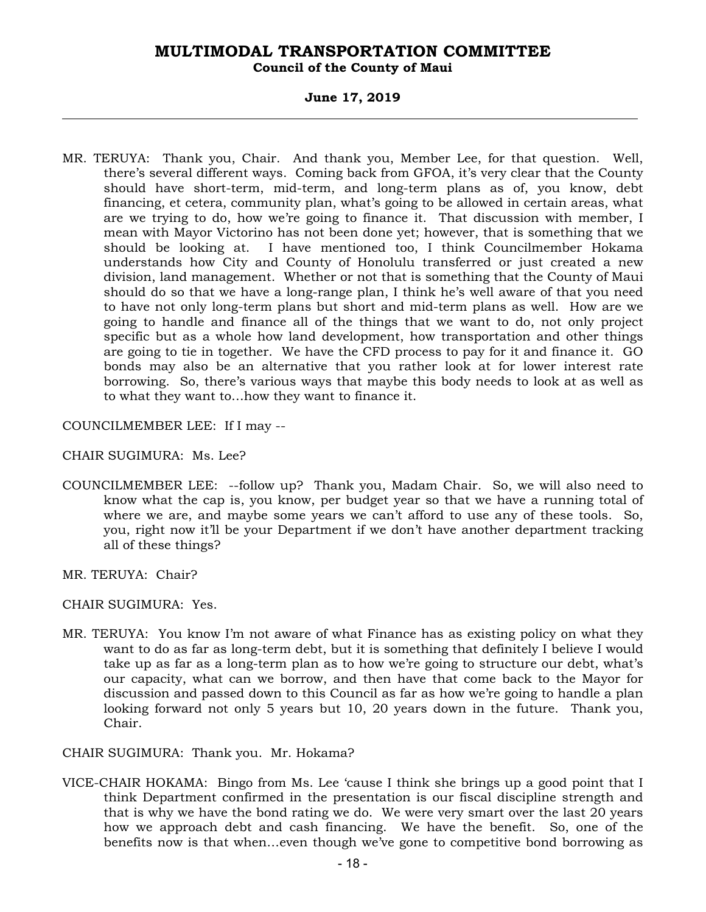MR. TERUYA: Thank you, Chair. And thank you, Member Lee, for that question. Well, there's several different ways. Coming back from GFOA, it's very clear that the County should have short-term, mid-term, and long-term plans as of, you know, debt financing, et cetera, community plan, what's going to be allowed in certain areas, what are we trying to do, how we're going to finance it. That discussion with member, I mean with Mayor Victorino has not been done yet; however, that is something that we should be looking at. I have mentioned too, I think Councilmember Hokama understands how City and County of Honolulu transferred or just created a new division, land management. Whether or not that is something that the County of Maui should do so that we have a long-range plan, I think he's well aware of that you need to have not only long-term plans but short and mid-term plans as well. How are we going to handle and finance all of the things that we want to do, not only project specific but as a whole how land development, how transportation and other things are going to tie in together. We have the CFD process to pay for it and finance it. GO bonds may also be an alternative that you rather look at for lower interest rate borrowing. So, there's various ways that maybe this body needs to look at as well as to what they want to...how they want to finance it.

COUNCILMEMBER LEE: If I may --

CHAIR SUGIMURA: Ms. Lee?

COUNCILMEMBER LEE: --follow up? Thank you, Madam Chair. So, we will also need to know what the cap is, you know, per budget year so that we have a running total of where we are, and maybe some years we can't afford to use any of these tools. So, you, right now it'll be your Department if we don't have another department tracking all of these things?

MR. TERUYA: Chair?

CHAIR SUGIMURA: Yes.

MR. TERUYA: You know I'm not aware of what Finance has as existing policy on what they want to do as far as long-term debt, but it is something that definitely I believe I would take up as far as a long-term plan as to how we're going to structure our debt, what's our capacity, what can we borrow, and then have that come back to the Mayor for discussion and passed down to this Council as far as how we're going to handle a plan looking forward not only 5 years but 10, 20 years down in the future. Thank you, Chair.

CHAIR SUGIMURA: Thank you. Mr. Hokama?

VICE-CHAIR HOKAMA: Bingo from Ms. Lee 'cause I think she brings up a good point that I think Department confirmed in the presentation is our fiscal discipline strength and that is why we have the bond rating we do. We were very smart over the last 20 years how we approach debt and cash financing. We have the benefit. So, one of the benefits now is that when...even though we've gone to competitive bond borrowing as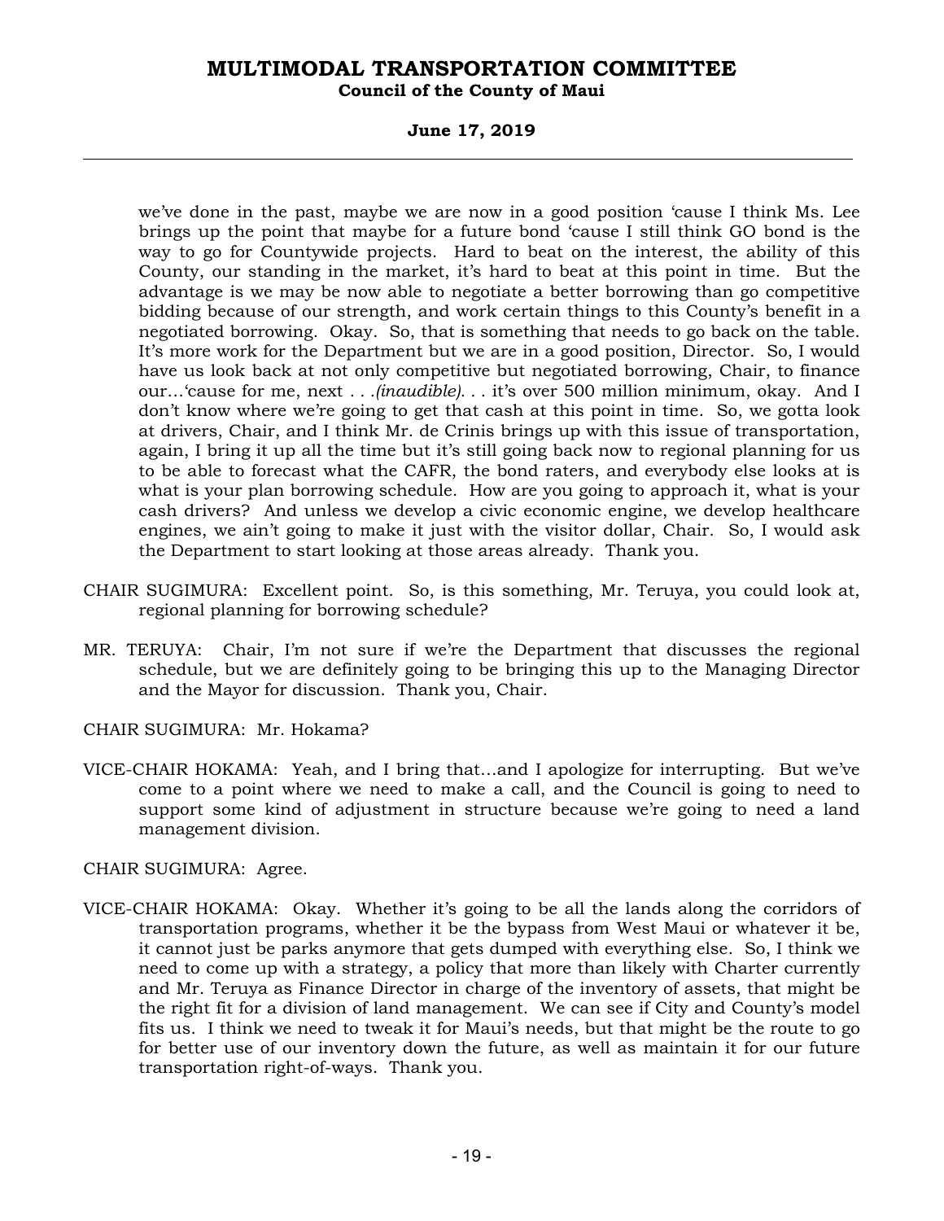we've done in the past, maybe we are now in a good position 'cause I think Ms. Lee brings up the point that maybe for a future bond 'cause I still think GO bond is the way to go for Countywide projects. Hard to beat on the interest, the ability of this County, our standing in the market, it's hard to beat at this point in time. But the advantage is we may be now able to negotiate a better borrowing than go competitive bidding because of our strength, and work certain things to this County's benefit in a negotiated borrowing. Okay. So, that is something that needs to go back on the table. It's more work for the Department but we are in a good position, Director. So, I would have us look back at not only competitive but negotiated borrowing, Chair, to finance our...'cause for me, next . . .*(inaudible)*. . . it's over 500 million minimum, okay. And I don't know where we're going to get that cash at this point in time. So, we gotta look at drivers, Chair, and I think Mr. de Crinis brings up with this issue of transportation, again, I bring it up all the time but it's still going back now to regional planning for us to be able to forecast what the CAFR, the bond raters, and everybody else looks at is what is your plan borrowing schedule. How are you going to approach it, what is your cash drivers? And unless we develop a civic economic engine, we develop healthcare engines, we ain't going to make it just with the visitor dollar, Chair. So, I would ask the Department to start looking at those areas already. Thank you.

CHAIR SUGIMURA: Excellent point. So, is this something, Mr. Teruya, you could look at, regional planning for borrowing schedule?

MR. TERUYA: Chair, I'm not sure if we're the Department that discusses the regional schedule, but we are definitely going to be bringing this up to the Managing Director and the Mayor for discussion. Thank you, Chair.

CHAIR SUGIMURA: Mr. Hokama?

VICE-CHAIR HOKAMA: Yeah, and I bring that...and I apologize for interrupting. But we've come to a point where we need to make a call, and the Council is going to need to support some kind of adjustment in structure because we're going to need a land management division.

CHAIR SUGIMURA: Agree.

VICE-CHAIR HOKAMA: Okay. Whether it's going to be all the lands along the corridors of transportation programs, whether it be the bypass from West Maui or whatever it be, it cannot just be parks anymore that gets dumped with everything else. So, I think we need to come up with a strategy, a policy that more than likely with Charter currently and Mr. Teruya as Finance Director in charge of the inventory of assets, that might be the right fit for a division of land management. We can see if City and County's model fits us. I think we need to tweak it for Maui's needs, but that might be the route to go for better use of our inventory down the future, as well as maintain it for our future transportation right-of-ways. Thank you.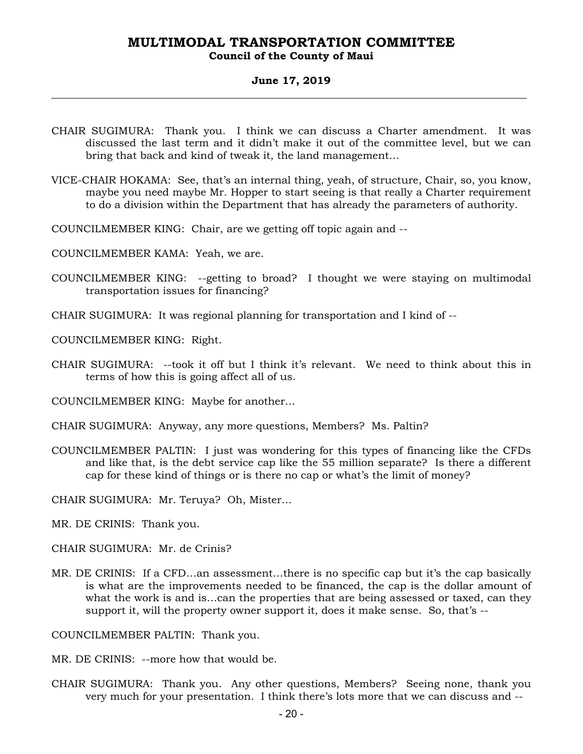CHAIR SUGIMURA: Thank you. I think we can discuss a Charter amendment. It was discussed the last term and it didn't make it out of the committee level, but we can bring that back and kind of tweak it, the land management…

VICE-CHAIR HOKAMA: See, that's an internal thing, yeah, of structure, Chair, so, you know, maybe you need maybe Mr. Hopper to start seeing is that really a Charter requirement to do a division within the Department that has already the parameters of authority.

COUNCILMEMBER KING: Chair, are we getting off topic again and --

COUNCILMEMBER KAMA: Yeah, we are.

COUNCILMEMBER KING: --getting to broad? I thought we were staying on multimodal transportation issues for financing?

CHAIR SUGIMURA: It was regional planning for transportation and I kind of --

COUNCILMEMBER KING: Right.

CHAIR SUGIMURA: --took it off but I think it's relevant. We need to think about this in terms of how this is going affect all of us.

COUNCILMEMBER KING: Maybe for another…

CHAIR SUGIMURA: Anyway, any more questions, Members? Ms. Paltin?

COUNCILMEMBER PALTIN: I just was wondering for this types of financing like the CFDs and like that, is the debt service cap like the 55 million separate? Is there a different cap for these kind of things or is there no cap or what's the limit of money?

CHAIR SUGIMURA: Mr. Teruya? Oh, Mister…

MR. DE CRINIS: Thank you.

CHAIR SUGIMURA: Mr. de Crinis?

MR. DE CRINIS: If a CFD…an assessment…there is no specific cap but it's the cap basically is what are the improvements needed to be financed, the cap is the dollar amount of what the work is and is…can the properties that are being assessed or taxed, can they support it, will the property owner support it, does it make sense. So, that's --

COUNCILMEMBER PALTIN: Thank you.

MR. DE CRINIS: --more how that would be.

CHAIR SUGIMURA: Thank you. Any other questions, Members? Seeing none, thank you very much for your presentation. I think there's lots more that we can discuss and --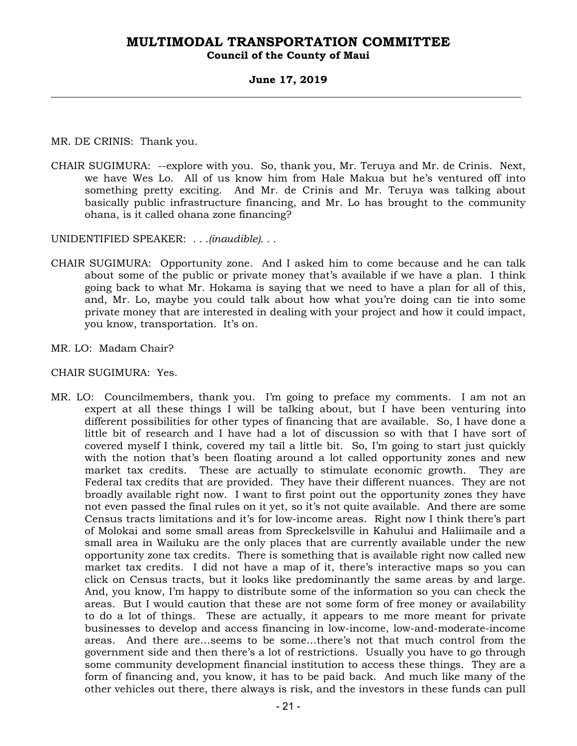MR. DE CRINIS: Thank you.

CHAIR SUGIMURA: --explore with you. So, thank you, Mr. Teruya and Mr. de Crinis. Next, we have Wes Lo. All of us know him from Hale Makua but he's ventured off into something pretty exciting. And Mr. de Crinis and Mr. Teruya was talking about basically public infrastructure financing, and Mr. Lo has brought to the community ohana, is it called ohana zone financing?

UNIDENTIFIED SPEAKER: *. . .(inaudible). . .*

CHAIR SUGIMURA: Opportunity zone. And I asked him to come because and he can talk about some of the public or private money that's available if we have a plan. I think going back to what Mr. Hokama is saying that we need to have a plan for all of this, and, Mr. Lo, maybe you could talk about how what you're doing can tie into some private money that are interested in dealing with your project and how it could impact, you know, transportation. It's on.

MR. LO: Madam Chair?

CHAIR SUGIMURA: Yes.

MR. LO: Councilmembers, thank you. I'm going to preface my comments. I am not an expert at all these things I will be talking about, but I have been venturing into different possibilities for other types of financing that are available. So, I have done a little bit of research and I have had a lot of discussion so with that I have sort of covered myself I think, covered my tail a little bit. So, I'm going to start just quickly with the notion that's been floating around a lot called opportunity zones and new market tax credits. These are actually to stimulate economic growth. They are Federal tax credits that are provided. They have their different nuances. They are not broadly available right now. I want to first point out the opportunity zones they have not even passed the final rules on it yet, so it's not quite available. And there are some Census tracts limitations and it's for low-income areas. Right now I think there's part of Molokai and some small areas from Spreckelsville in Kahului and Haliimaile and a small area in Wailuku are the only places that are currently available under the new opportunity zone tax credits. There is something that is available right now called new market tax credits. I did not have a map of it, there's interactive maps so you can click on Census tracts, but it looks like predominantly the same areas by and large. And, you know, I'm happy to distribute some of the information so you can check the areas. But I would caution that these are not some form of free money or availability to do a lot of things. These are actually, it appears to me more meant for private businesses to develop and access financing in low-income, low-and-moderate-income areas. And there are...seems to be some...there's not that much control from the government side and then there's a lot of restrictions. Usually you have to go through some community development financial institution to access these things. They are a form of financing and, you know, it has to be paid back. And much like many of the other vehicles out there, there always is risk, and the investors in these funds can pull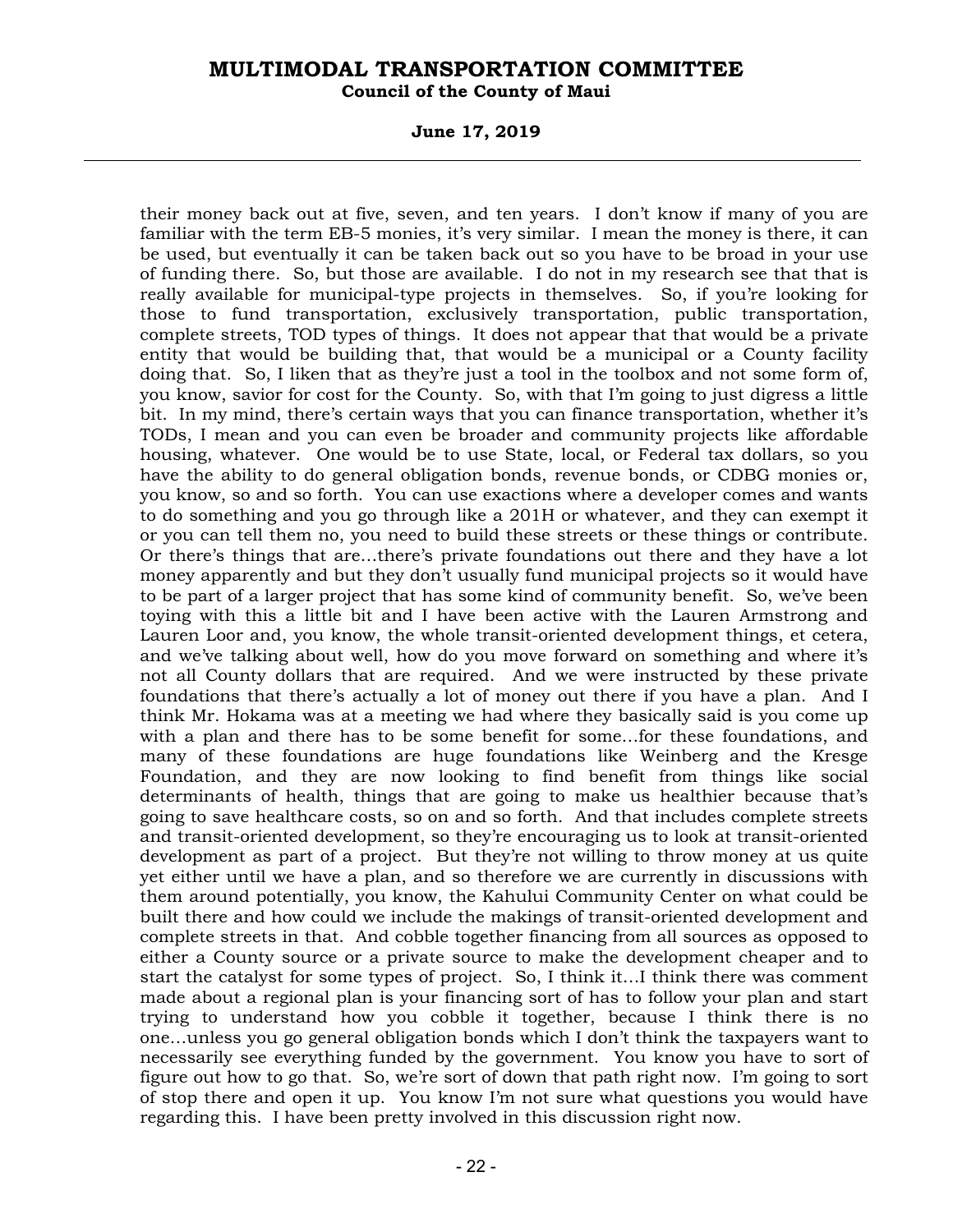their money back out at five, seven, and ten years. I don't know if many of you are familiar with the term EB-5 monies, it's very similar. I mean the money is there, it can be used, but eventually it can be taken back out so you have to be broad in your use of funding there. So, but those are available. I do not in my research see that that is really available for municipal-type projects in themselves. So, if you're looking for those to fund transportation, exclusively transportation, public transportation, complete streets, TOD types of things. It does not appear that that would be a private entity that would be building that, that would be a municipal or a County facility doing that. So, I liken that as they're just a tool in the toolbox and not some form of, you know, savior for cost for the County. So, with that I'm going to just digress a little bit. In my mind, there's certain ways that you can finance transportation, whether it's TODs, I mean and you can even be broader and community projects like affordable housing, whatever. One would be to use State, local, or Federal tax dollars, so you have the ability to do general obligation bonds, revenue bonds, or CDBG monies or, you know, so and so forth. You can use exactions where a developer comes and wants to do something and you go through like a 201H or whatever, and they can exempt it or you can tell them no, you need to build these streets or these things or contribute. Or there's things that are...there's private foundations out there and they have a lot money apparently and but they don't usually fund municipal projects so it would have to be part of a larger project that has some kind of community benefit. So, we've been toying with this a little bit and I have been active with the Lauren Armstrong and Lauren Loor and, you know, the whole transit-oriented development things, et cetera, and we've talking about well, how do you move forward on something and where it's not all County dollars that are required. And we were instructed by these private foundations that there's actually a lot of money out there if you have a plan. And I think Mr. Hokama was at a meeting we had where they basically said is you come up with a plan and there has to be some benefit for some...for these foundations, and many of these foundations are huge foundations like Weinberg and the Kresge Foundation, and they are now looking to find benefit from things like social determinants of health, things that are going to make us healthier because that's going to save healthcare costs, so on and so forth. And that includes complete streets and transit-oriented development, so they're encouraging us to look at transit-oriented development as part of a project. But they're not willing to throw money at us quite yet either until we have a plan, and so therefore we are currently in discussions with them around potentially, you know, the Kahului Community Center on what could be built there and how could we include the makings of transit-oriented development and complete streets in that. And cobble together financing from all sources as opposed to either a County source or a private source to make the development cheaper and to start the catalyst for some types of project. So, I think it...I think there was comment made about a regional plan is your financing sort of has to follow your plan and start trying to understand how you cobble it together, because I think there is no one...unless you go general obligation bonds which I don't think the taxpayers want to necessarily see everything funded by the government. You know you have to sort of figure out how to go that. So, we're sort of down that path right now. I'm going to sort of stop there and open it up. You know I'm not sure what questions you would have regarding this. I have been pretty involved in this discussion right now.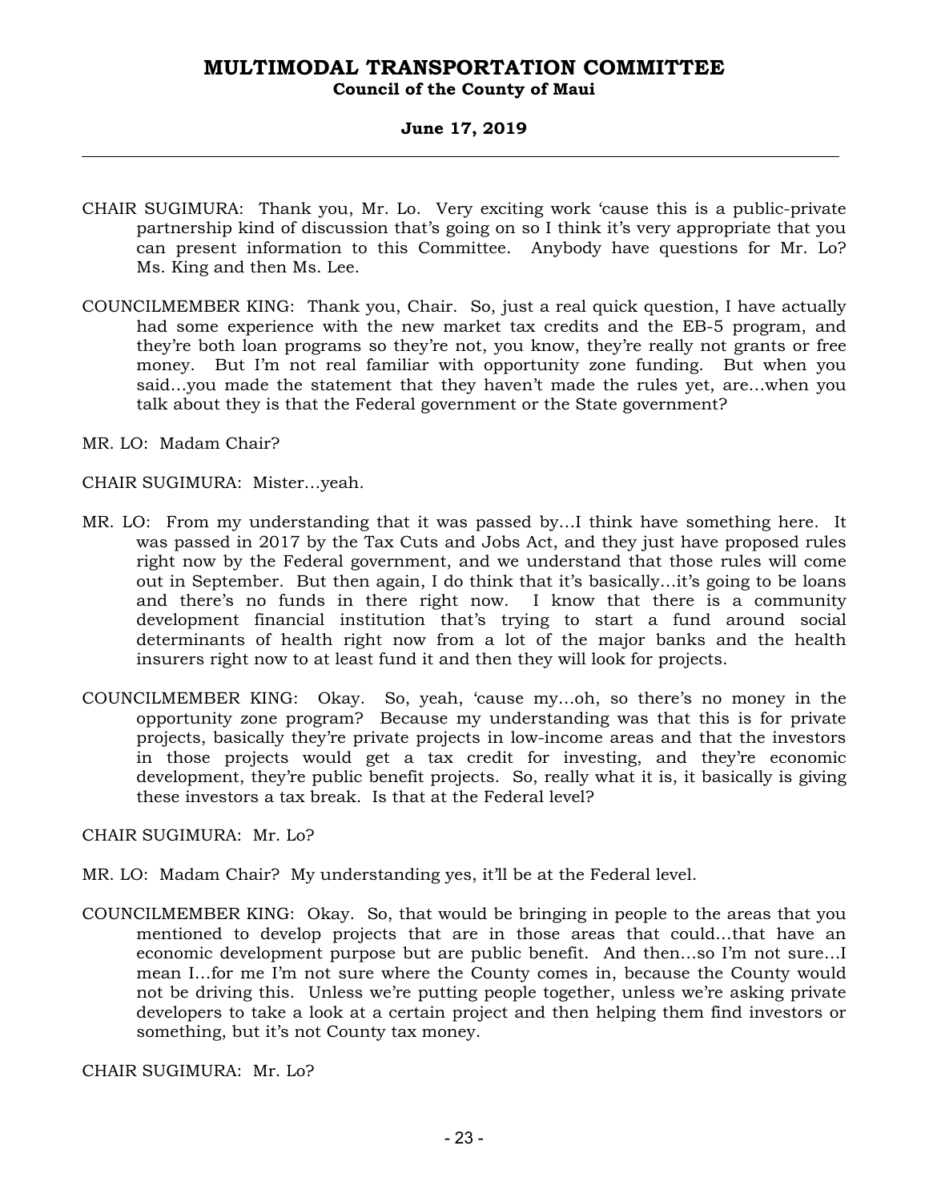CHAIR SUGIMURA: Thank you, Mr. Lo. Very exciting work 'cause this is a public-private partnership kind of discussion that's going on so I think it's very appropriate that you can present information to this Committee. Anybody have questions for Mr. Lo? Ms. King and then Ms. Lee.

COUNCILMEMBER KING: Thank you, Chair. So, just a real quick question, I have actually had some experience with the new market tax credits and the EB-5 program, and they're both loan programs so they're not, you know, they're really not grants or free money. But I'm not real familiar with opportunity zone funding. But when you said…you made the statement that they haven't made the rules yet, are…when you talk about they is that the Federal government or the State government?

MR. LO: Madam Chair?

CHAIR SUGIMURA: Mister…yeah.

MR. LO: From my understanding that it was passed by…I think have something here. It was passed in 2017 by the Tax Cuts and Jobs Act, and they just have proposed rules right now by the Federal government, and we understand that those rules will come out in September. But then again, I do think that it's basically…it's going to be loans and there's no funds in there right now. I know that there is a community development financial institution that's trying to start a fund around social determinants of health right now from a lot of the major banks and the health insurers right now to at least fund it and then they will look for projects.

COUNCILMEMBER KING: Okay. So, yeah, 'cause my…oh, so there's no money in the opportunity zone program? Because my understanding was that this is for private projects, basically they're private projects in low-income areas and that the investors in those projects would get a tax credit for investing, and they're economic development, they're public benefit projects. So, really what it is, it basically is giving these investors a tax break. Is that at the Federal level?

CHAIR SUGIMURA: Mr. Lo?

MR. LO: Madam Chair? My understanding yes, it'll be at the Federal level.

COUNCILMEMBER KING: Okay. So, that would be bringing in people to the areas that you mentioned to develop projects that are in those areas that could…that have an economic development purpose but are public benefit. And then…so I'm not sure…I mean I…for me I'm not sure where the County comes in, because the County would not be driving this. Unless we're putting people together, unless we're asking private developers to take a look at a certain project and then helping them find investors or something, but it's not County tax money.

CHAIR SUGIMURA: Mr. Lo?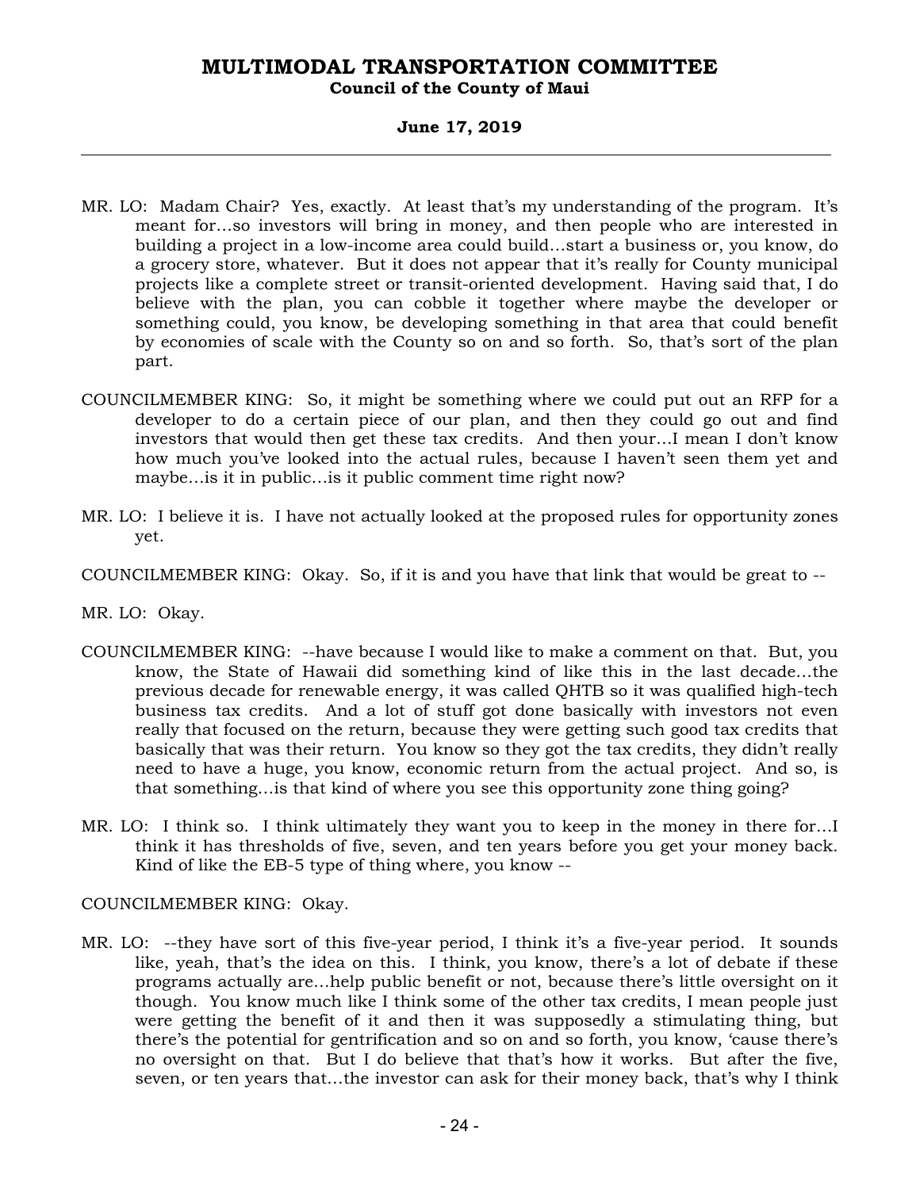MR. LO: Madam Chair? Yes, exactly. At least that's my understanding of the program. It's meant for…so investors will bring in money, and then people who are interested in building a project in a low-income area could build…start a business or, you know, do a grocery store, whatever. But it does not appear that it's really for County municipal projects like a complete street or transit-oriented development. Having said that, I do believe with the plan, you can cobble it together where maybe the developer or something could, you know, be developing something in that area that could benefit by economies of scale with the County so on and so forth. So, that's sort of the plan part.

COUNCILMEMBER KING: So, it might be something where we could put out an RFP for a developer to do a certain piece of our plan, and then they could go out and find investors that would then get these tax credits. And then your…I mean I don't know how much you've looked into the actual rules, because I haven't seen them yet and maybe…is it in public…is it public comment time right now?

MR. LO: I believe it is. I have not actually looked at the proposed rules for opportunity zones yet.

COUNCILMEMBER KING: Okay. So, if it is and you have that link that would be great to --

MR. LO: Okay.

COUNCILMEMBER KING: --have because I would like to make a comment on that. But, you know, the State of Hawaii did something kind of like this in the last decade…the previous decade for renewable energy, it was called QHTB so it was qualified high-tech business tax credits. And a lot of stuff got done basically with investors not even really that focused on the return, because they were getting such good tax credits that basically that was their return. You know so they got the tax credits, they didn't really need to have a huge, you know, economic return from the actual project. And so, is that something…is that kind of where you see this opportunity zone thing going?

MR. LO: I think so. I think ultimately they want you to keep in the money in there for…I think it has thresholds of five, seven, and ten years before you get your money back. Kind of like the EB-5 type of thing where, you know --

COUNCILMEMBER KING: Okay.

MR. LO: --they have sort of this five-year period, I think it's a five-year period. It sounds like, yeah, that's the idea on this. I think, you know, there's a lot of debate if these programs actually are…help public benefit or not, because there's little oversight on it though. You know much like I think some of the other tax credits, I mean people just were getting the benefit of it and then it was supposedly a stimulating thing, but there's the potential for gentrification and so on and so forth, you know, 'cause there's no oversight on that. But I do believe that that's how it works. But after the five, seven, or ten years that…the investor can ask for their money back, that's why I think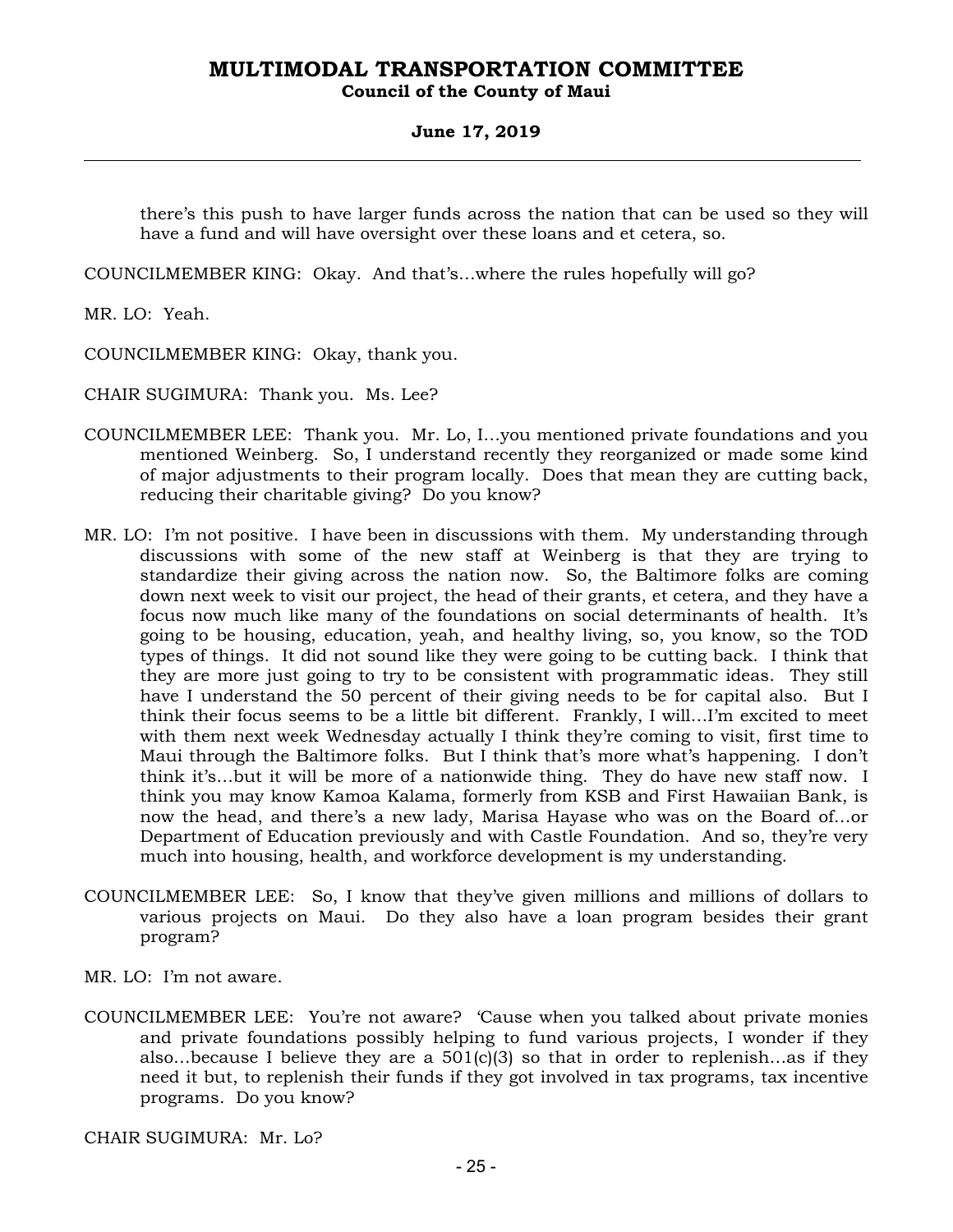there's this push to have larger funds across the nation that can be used so they will have a fund and will have oversight over these loans and et cetera, so.

COUNCILMEMBER KING: Okay. And that's…where the rules hopefully will go?

MR. LO: Yeah.

COUNCILMEMBER KING: Okay, thank you.

CHAIR SUGIMURA: Thank you. Ms. Lee?

COUNCILMEMBER LEE: Thank you. Mr. Lo, I…you mentioned private foundations and you mentioned Weinberg. So, I understand recently they reorganized or made some kind of major adjustments to their program locally. Does that mean they are cutting back, reducing their charitable giving? Do you know?

MR. LO: I'm not positive. I have been in discussions with them. My understanding through discussions with some of the new staff at Weinberg is that they are trying to standardize their giving across the nation now. So, the Baltimore folks are coming down next week to visit our project, the head of their grants, et cetera, and they have a focus now much like many of the foundations on social determinants of health. It's going to be housing, education, yeah, and healthy living, so, you know, so the TOD types of things. It did not sound like they were going to be cutting back. I think that they are more just going to try to be consistent with programmatic ideas. They still have I understand the 50 percent of their giving needs to be for capital also. But I think their focus seems to be a little bit different. Frankly, I will…I'm excited to meet with them next week Wednesday actually I think they're coming to visit, first time to Maui through the Baltimore folks. But I think that's more what's happening. I don't think it's…but it will be more of a nationwide thing. They do have new staff now. I think you may know Kamoa Kalama, formerly from KSB and First Hawaiian Bank, is now the head, and there's a new lady, Marisa Hayase who was on the Board of…or Department of Education previously and with Castle Foundation. And so, they're very much into housing, health, and workforce development is my understanding.

COUNCILMEMBER LEE: So, I know that they've given millions and millions of dollars to various projects on Maui. Do they also have a loan program besides their grant program?

MR. LO: I'm not aware.

COUNCILMEMBER LEE: You're not aware? 'Cause when you talked about private monies and private foundations possibly helping to fund various projects, I wonder if they also…because I believe they are a 501(c)(3) so that in order to replenish…as if they need it but, to replenish their funds if they got involved in tax programs, tax incentive programs. Do you know?

CHAIR SUGIMURA: Mr. Lo?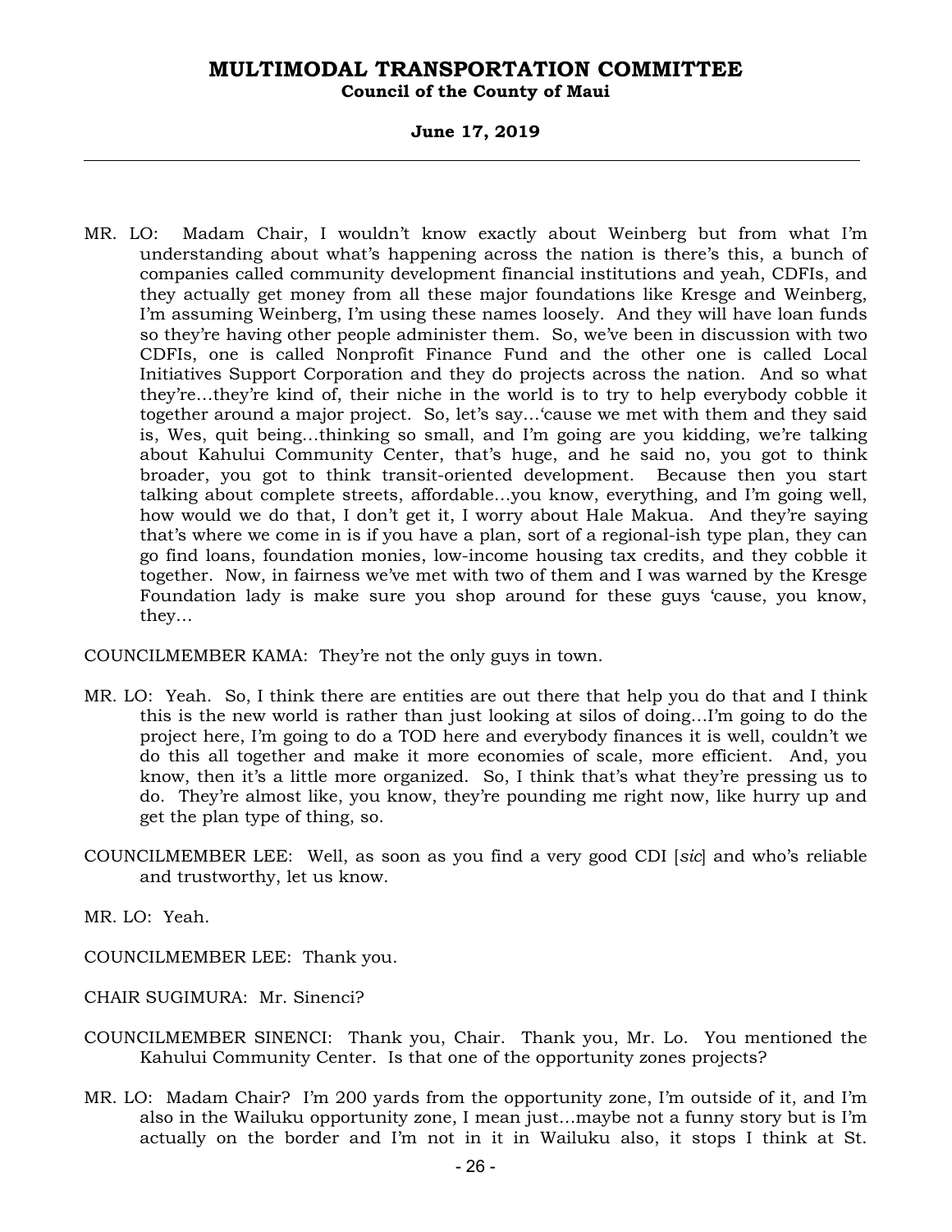MR. LO: Madam Chair, I wouldn't know exactly about Weinberg but from what I'm understanding about what's happening across the nation is there's this, a bunch of companies called community development financial institutions and yeah, CDFIs, and they actually get money from all these major foundations like Kresge and Weinberg, I'm assuming Weinberg, I'm using these names loosely. And they will have loan funds so they're having other people administer them. So, we've been in discussion with two CDFIs, one is called Nonprofit Finance Fund and the other one is called Local Initiatives Support Corporation and they do projects across the nation. And so what they're…they're kind of, their niche in the world is to try to help everybody cobble it together around a major project. So, let's say…'cause we met with them and they said is, Wes, quit being…thinking so small, and I'm going are you kidding, we're talking about Kahului Community Center, that's huge, and he said no, you got to think broader, you got to think transit-oriented development. Because then you start talking about complete streets, affordable…you know, everything, and I'm going well, how would we do that, I don't get it, I worry about Hale Makua. And they're saying that's where we come in is if you have a plan, sort of a regional-ish type plan, they can go find loans, foundation monies, low-income housing tax credits, and they cobble it together. Now, in fairness we've met with two of them and I was warned by the Kresge Foundation lady is make sure you shop around for these guys 'cause, you know, they…

COUNCILMEMBER KAMA: They're not the only guys in town.

MR. LO: Yeah. So, I think there are entities are out there that help you do that and I think this is the new world is rather than just looking at silos of doing…I'm going to do the project here, I'm going to do a TOD here and everybody finances it is well, couldn't we do this all together and make it more economies of scale, more efficient. And, you know, then it's a little more organized. So, I think that's what they're pressing us to do. They're almost like, you know, they're pounding me right now, like hurry up and get the plan type of thing, so.

COUNCILMEMBER LEE: Well, as soon as you find a very good CDI [*sic*] and who's reliable and trustworthy, let us know.

MR. LO: Yeah.

COUNCILMEMBER LEE: Thank you.

CHAIR SUGIMURA: Mr. Sinenci?

COUNCILMEMBER SINENCI: Thank you, Chair. Thank you, Mr. Lo. You mentioned the Kahului Community Center. Is that one of the opportunity zones projects?

MR. LO: Madam Chair? I'm 200 yards from the opportunity zone, I'm outside of it, and I'm also in the Wailuku opportunity zone, I mean just…maybe not a funny story but is I'm actually on the border and I'm not in it in Wailuku also, it stops I think at St.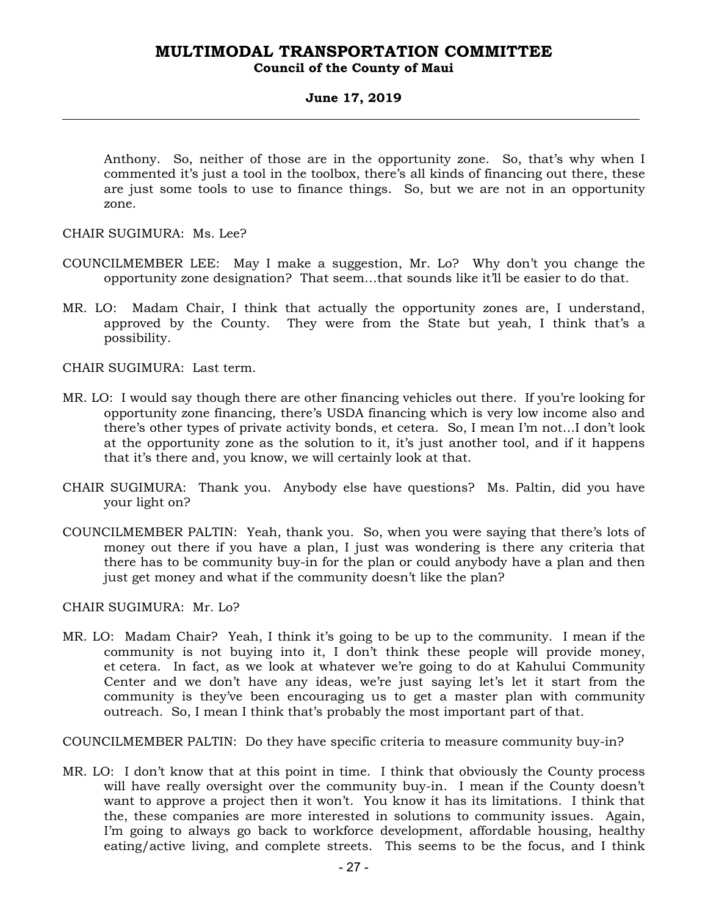Anthony. So, neither of those are in the opportunity zone. So, that's why when I commented it's just a tool in the toolbox, there's all kinds of financing out there, these are just some tools to use to finance things. So, but we are not in an opportunity zone.

CHAIR SUGIMURA: Ms. Lee?

COUNCILMEMBER LEE: May I make a suggestion, Mr. Lo? Why don't you change the opportunity zone designation? That seem...that sounds like it'll be easier to do that.

MR. LO: Madam Chair, I think that actually the opportunity zones are, I understand, approved by the County. They were from the State but yeah, I think that's a possibility.

CHAIR SUGIMURA: Last term.

MR. LO: I would say though there are other financing vehicles out there. If you're looking for opportunity zone financing, there's USDA financing which is very low income also and there's other types of private activity bonds, et cetera. So, I mean I'm not...I don't look at the opportunity zone as the solution to it, it's just another tool, and if it happens that it's there and, you know, we will certainly look at that.

CHAIR SUGIMURA: Thank you. Anybody else have questions? Ms. Paltin, did you have your light on?

COUNCILMEMBER PALTIN: Yeah, thank you. So, when you were saying that there's lots of money out there if you have a plan, I just was wondering is there any criteria that there has to be community buy-in for the plan or could anybody have a plan and then just get money and what if the community doesn't like the plan?

CHAIR SUGIMURA: Mr. Lo?

MR. LO: Madam Chair? Yeah, I think it's going to be up to the community. I mean if the community is not buying into it, I don't think these people will provide money, et cetera. In fact, as we look at whatever we're going to do at Kahului Community Center and we don't have any ideas, we're just saying let's let it start from the community is they've been encouraging us to get a master plan with community outreach. So, I mean I think that's probably the most important part of that.

COUNCILMEMBER PALTIN: Do they have specific criteria to measure community buy-in?

MR. LO: I don't know that at this point in time. I think that obviously the County process will have really oversight over the community buy-in. I mean if the County doesn't want to approve a project then it won't. You know it has its limitations. I think that the, these companies are more interested in solutions to community issues. Again, I'm going to always go back to workforce development, affordable housing, healthy eating/active living, and complete streets. This seems to be the focus, and I think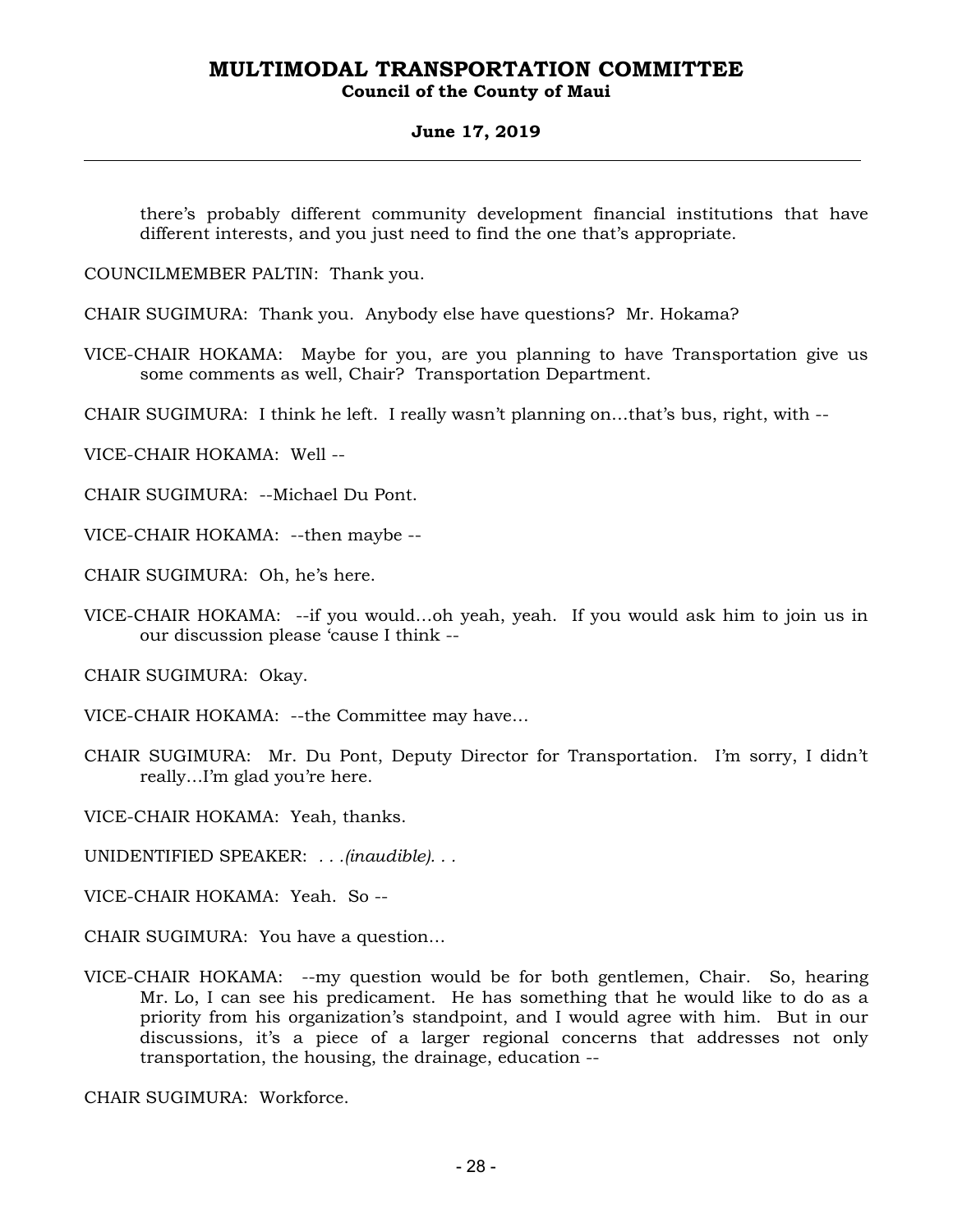there's probably different community development financial institutions that have different interests, and you just need to find the one that's appropriate.

COUNCILMEMBER PALTIN: Thank you.

CHAIR SUGIMURA: Thank you. Anybody else have questions? Mr. Hokama?

VICE-CHAIR HOKAMA: Maybe for you, are you planning to have Transportation give us some comments as well, Chair? Transportation Department.

CHAIR SUGIMURA: I think he left. I really wasn't planning on…that's bus, right, with --

VICE-CHAIR HOKAMA: Well --

CHAIR SUGIMURA: --Michael Du Pont.

VICE-CHAIR HOKAMA: --then maybe --

CHAIR SUGIMURA: Oh, he's here.

VICE-CHAIR HOKAMA: --if you would…oh yeah, yeah. If you would ask him to join us in our discussion please 'cause I think --

CHAIR SUGIMURA: Okay.

VICE-CHAIR HOKAMA: --the Committee may have…

CHAIR SUGIMURA: Mr. Du Pont, Deputy Director for Transportation. I'm sorry, I didn't really…I'm glad you're here.

VICE-CHAIR HOKAMA: Yeah, thanks.

UNIDENTIFIED SPEAKER: *. . .(inaudible). . .*

VICE-CHAIR HOKAMA: Yeah. So --

CHAIR SUGIMURA: You have a question…

VICE-CHAIR HOKAMA: --my question would be for both gentlemen, Chair. So, hearing Mr. Lo, I can see his predicament. He has something that he would like to do as a priority from his organization's standpoint, and I would agree with him. But in our discussions, it's a piece of a larger regional concerns that addresses not only transportation, the housing, the drainage, education --

CHAIR SUGIMURA: Workforce.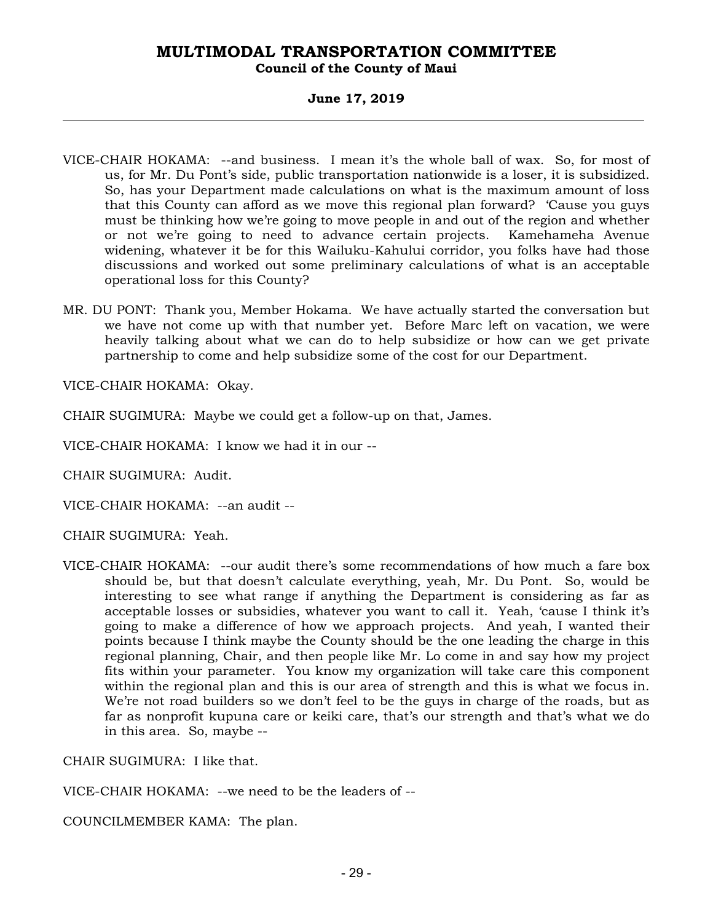VICE-CHAIR HOKAMA: --and business. I mean it's the whole ball of wax. So, for most of us, for Mr. Du Pont's side, public transportation nationwide is a loser, it is subsidized. So, has your Department made calculations on what is the maximum amount of loss that this County can afford as we move this regional plan forward? 'Cause you guys must be thinking how we're going to move people in and out of the region and whether or not we're going to need to advance certain projects. Kamehameha Avenue widening, whatever it be for this Wailuku-Kahului corridor, you folks have had those discussions and worked out some preliminary calculations of what is an acceptable operational loss for this County?

MR. DU PONT: Thank you, Member Hokama. We have actually started the conversation but we have not come up with that number yet. Before Marc left on vacation, we were heavily talking about what we can do to help subsidize or how can we get private partnership to come and help subsidize some of the cost for our Department.

VICE-CHAIR HOKAMA: Okay.

CHAIR SUGIMURA: Maybe we could get a follow-up on that, James.

VICE-CHAIR HOKAMA: I know we had it in our --

CHAIR SUGIMURA: Audit.

VICE-CHAIR HOKAMA: --an audit --

CHAIR SUGIMURA: Yeah.

VICE-CHAIR HOKAMA: --our audit there's some recommendations of how much a fare box should be, but that doesn't calculate everything, yeah, Mr. Du Pont. So, would be interesting to see what range if anything the Department is considering as far as acceptable losses or subsidies, whatever you want to call it. Yeah, 'cause I think it's going to make a difference of how we approach projects. And yeah, I wanted their points because I think maybe the County should be the one leading the charge in this regional planning, Chair, and then people like Mr. Lo come in and say how my project fits within your parameter. You know my organization will take care this component within the regional plan and this is our area of strength and this is what we focus in. We're not road builders so we don't feel to be the guys in charge of the roads, but as far as nonprofit kupuna care or keiki care, that's our strength and that's what we do in this area. So, maybe --

CHAIR SUGIMURA: I like that.

VICE-CHAIR HOKAMA: --we need to be the leaders of --

COUNCILMEMBER KAMA: The plan.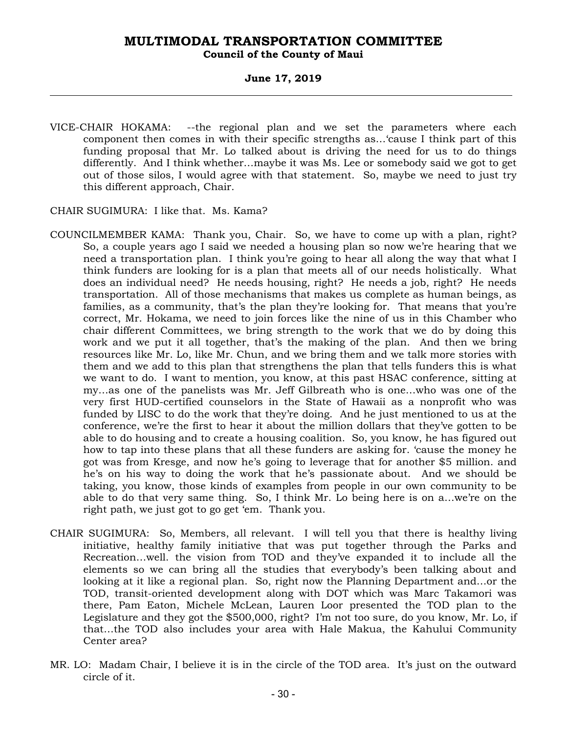VICE-CHAIR HOKAMA: --the regional plan and we set the parameters where each component then comes in with their specific strengths as…'cause I think part of this funding proposal that Mr. Lo talked about is driving the need for us to do things differently. And I think whether…maybe it was Ms. Lee or somebody said we got to get out of those silos, I would agree with that statement. So, maybe we need to just try this different approach, Chair.

CHAIR SUGIMURA: I like that. Ms. Kama?

COUNCILMEMBER KAMA: Thank you, Chair. So, we have to come up with a plan, right? So, a couple years ago I said we needed a housing plan so now we're hearing that we need a transportation plan. I think you're going to hear all along the way that what I think funders are looking for is a plan that meets all of our needs holistically. What does an individual need? He needs housing, right? He needs a job, right? He needs transportation. All of those mechanisms that makes us complete as human beings, as families, as a community, that's the plan they're looking for. That means that you're correct, Mr. Hokama, we need to join forces like the nine of us in this Chamber who chair different Committees, we bring strength to the work that we do by doing this work and we put it all together, that's the making of the plan. And then we bring resources like Mr. Lo, like Mr. Chun, and we bring them and we talk more stories with them and we add to this plan that strengthens the plan that tells funders this is what we want to do. I want to mention, you know, at this past HSAC conference, sitting at my…as one of the panelists was Mr. Jeff Gilbreath who is one…who was one of the very first HUD-certified counselors in the State of Hawaii as a nonprofit who was funded by LISC to do the work that they're doing. And he just mentioned to us at the conference, we're the first to hear it about the million dollars that they've gotten to be able to do housing and to create a housing coalition. So, you know, he has figured out how to tap into these plans that all these funders are asking for. 'cause the money he got was from Kresge, and now he's going to leverage that for another $5 million. and he's on his way to doing the work that he's passionate about. And we should be taking, you know, those kinds of examples from people in our own community to be able to do that very same thing. So, I think Mr. Lo being here is on a…we're on the right path, we just got to go get 'em. Thank you.

CHAIR SUGIMURA: So, Members, all relevant. I will tell you that there is healthy living initiative, healthy family initiative that was put together through the Parks and Recreation…well. the vision from TOD and they've expanded it to include all the elements so we can bring all the studies that everybody's been talking about and looking at it like a regional plan. So, right now the Planning Department and…or the TOD, transit-oriented development along with DOT which was Marc Takamori was there, Pam Eaton, Michele McLean, Lauren Loor presented the TOD plan to the Legislature and they got the $500,000, right? I'm not too sure, do you know, Mr. Lo, if that…the TOD also includes your area with Hale Makua, the Kahului Community Center area?

MR. LO: Madam Chair, I believe it is in the circle of the TOD area. It's just on the outward circle of it.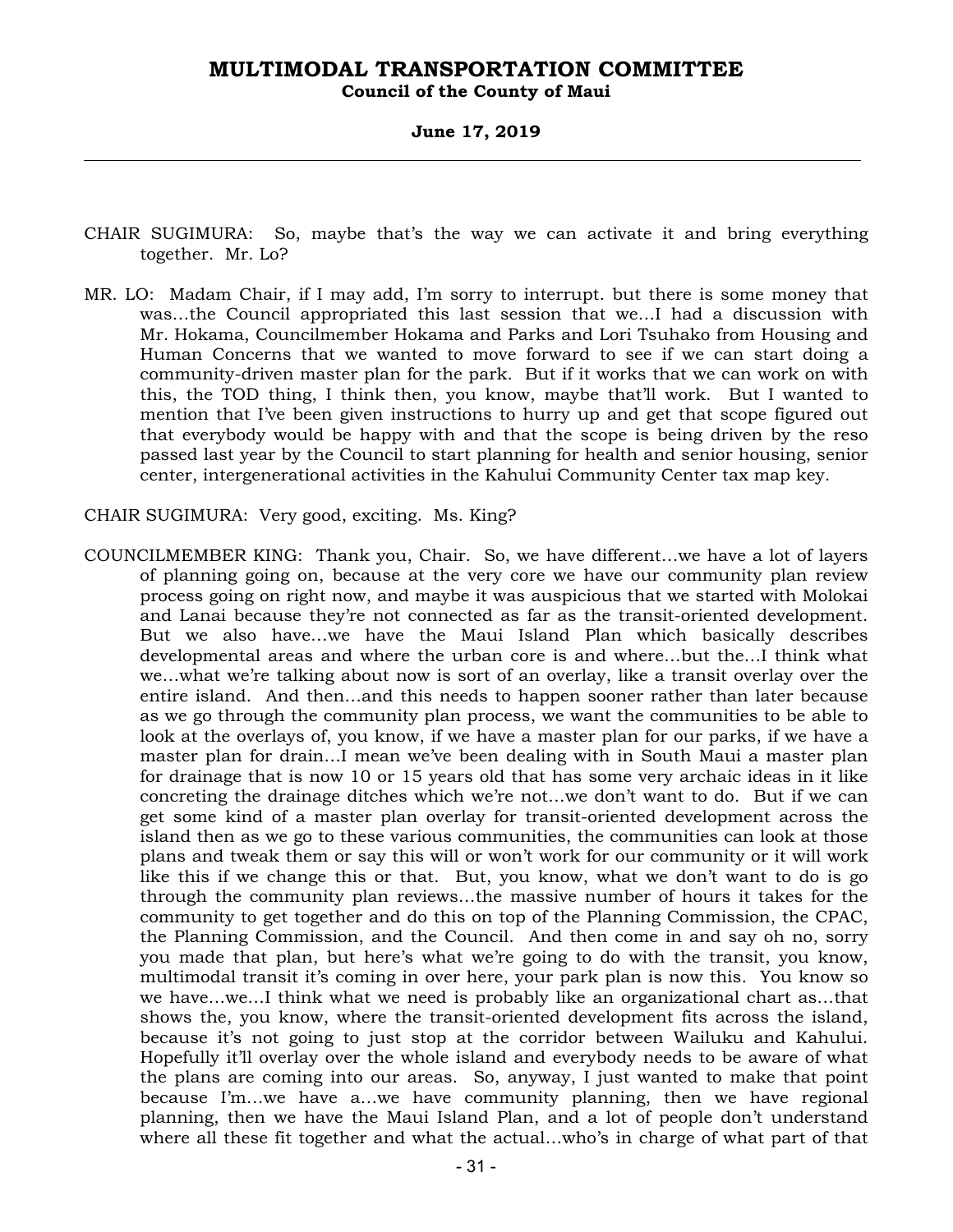CHAIR SUGIMURA: So, maybe that's the way we can activate it and bring everything together. Mr. Lo?

MR. LO: Madam Chair, if I may add, I'm sorry to interrupt. but there is some money that was...the Council appropriated this last session that we...I had a discussion with Mr. Hokama, Councilmember Hokama and Parks and Lori Tsuhako from Housing and Human Concerns that we wanted to move forward to see if we can start doing a community-driven master plan for the park. But if it works that we can work on with this, the TOD thing, I think then, you know, maybe that'll work. But I wanted to mention that I've been given instructions to hurry up and get that scope figured out that everybody would be happy with and that the scope is being driven by the reso passed last year by the Council to start planning for health and senior housing, senior center, intergenerational activities in the Kahului Community Center tax map key.

CHAIR SUGIMURA: Very good, exciting. Ms. King?

COUNCILMEMBER KING: Thank you, Chair. So, we have different...we have a lot of layers of planning going on, because at the very core we have our community plan review process going on right now, and maybe it was auspicious that we started with Molokai and Lanai because they're not connected as far as the transit-oriented development. But we also have...we have the Maui Island Plan which basically describes developmental areas and where the urban core is and where...but the...I think what we...what we're talking about now is sort of an overlay, like a transit overlay over the entire island. And then...and this needs to happen sooner rather than later because as we go through the community plan process, we want the communities to be able to look at the overlays of, you know, if we have a master plan for our parks, if we have a master plan for drain...I mean we've been dealing with in South Maui a master plan for drainage that is now 10 or 15 years old that has some very archaic ideas in it like concreting the drainage ditches which we're not...we don't want to do. But if we can get some kind of a master plan overlay for transit-oriented development across the island then as we go to these various communities, the communities can look at those plans and tweak them or say this will or won't work for our community or it will work like this if we change this or that. But, you know, what we don't want to do is go through the community plan reviews...the massive number of hours it takes for the community to get together and do this on top of the Planning Commission, the CPAC, the Planning Commission, and the Council. And then come in and say oh no, sorry you made that plan, but here's what we're going to do with the transit, you know, multimodal transit it's coming in over here, your park plan is now this. You know so we have...we...I think what we need is probably like an organizational chart as...that shows the, you know, where the transit-oriented development fits across the island, because it's not going to just stop at the corridor between Wailuku and Kahului. Hopefully it'll overlay over the whole island and everybody needs to be aware of what the plans are coming into our areas. So, anyway, I just wanted to make that point because I'm...we have a...we have community planning, then we have regional planning, then we have the Maui Island Plan, and a lot of people don't understand where all these fit together and what the actual...who's in charge of what part of that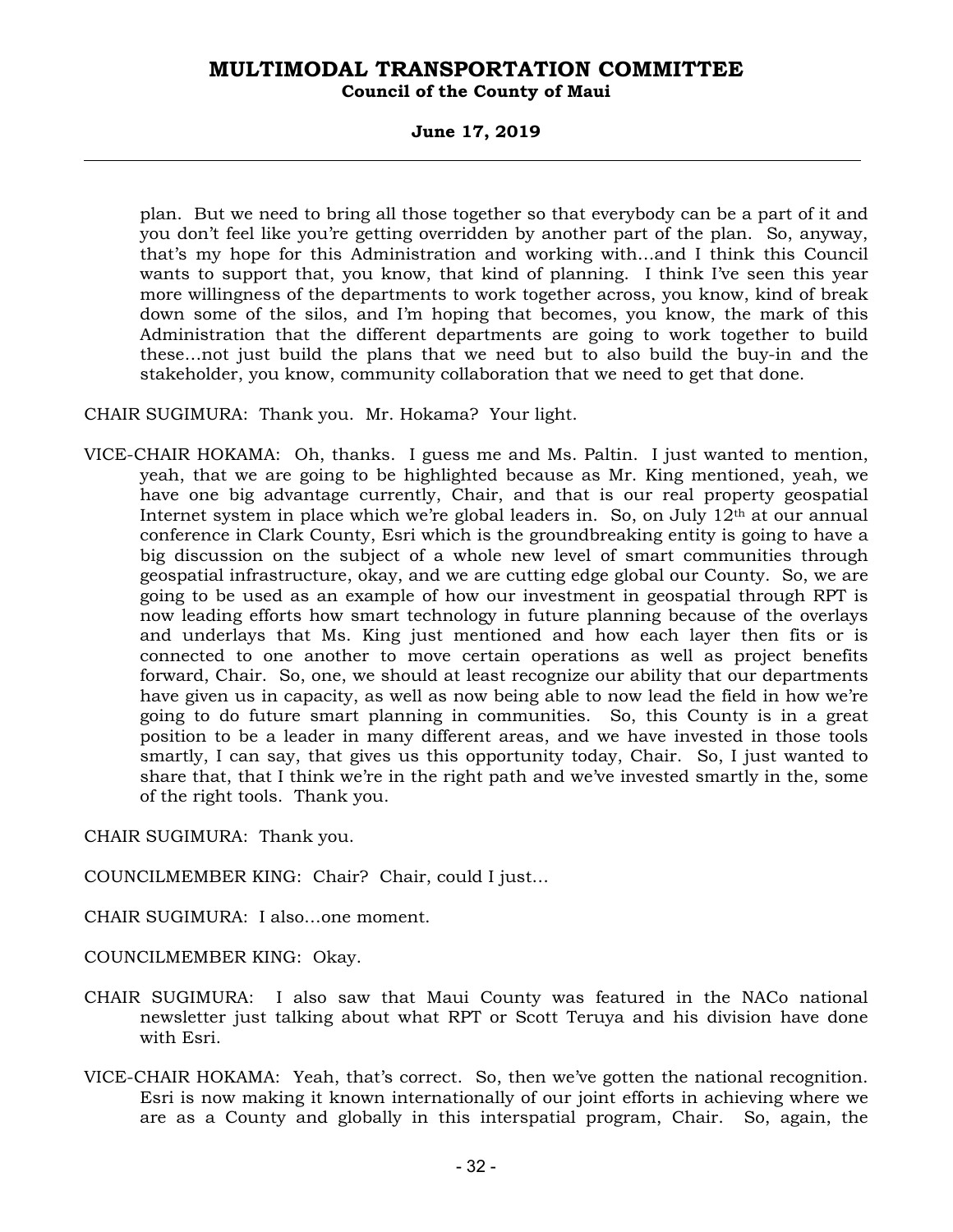plan. But we need to bring all those together so that everybody can be a part of it and you don't feel like you're getting overridden by another part of the plan. So, anyway, that's my hope for this Administration and working with…and I think this Council wants to support that, you know, that kind of planning. I think I've seen this year more willingness of the departments to work together across, you know, kind of break down some of the silos, and I'm hoping that becomes, you know, the mark of this Administration that the different departments are going to work together to build these…not just build the plans that we need but to also build the buy-in and the stakeholder, you know, community collaboration that we need to get that done.

CHAIR SUGIMURA: Thank you. Mr. Hokama? Your light.

VICE-CHAIR HOKAMA: Oh, thanks. I guess me and Ms. Paltin. I just wanted to mention, yeah, that we are going to be highlighted because as Mr. King mentioned, yeah, we have one big advantage currently, Chair, and that is our real property geospatial Internet system in place which we're global leaders in. So, on July 12th at our annual conference in Clark County, Esri which is the groundbreaking entity is going to have a big discussion on the subject of a whole new level of smart communities through geospatial infrastructure, okay, and we are cutting edge global our County. So, we are going to be used as an example of how our investment in geospatial through RPT is now leading efforts how smart technology in future planning because of the overlays and underlays that Ms. King just mentioned and how each layer then fits or is connected to one another to move certain operations as well as project benefits forward, Chair. So, one, we should at least recognize our ability that our departments have given us in capacity, as well as now being able to now lead the field in how we're going to do future smart planning in communities. So, this County is in a great position to be a leader in many different areas, and we have invested in those tools smartly, I can say, that gives us this opportunity today, Chair. So, I just wanted to share that, that I think we're in the right path and we've invested smartly in the, some of the right tools. Thank you.

CHAIR SUGIMURA: Thank you.

COUNCILMEMBER KING: Chair? Chair, could I just…

CHAIR SUGIMURA: I also…one moment.

COUNCILMEMBER KING: Okay.

CHAIR SUGIMURA: I also saw that Maui County was featured in the NACo national newsletter just talking about what RPT or Scott Teruya and his division have done with Esri.

VICE-CHAIR HOKAMA: Yeah, that's correct. So, then we've gotten the national recognition. Esri is now making it known internationally of our joint efforts in achieving where we are as a County and globally in this interspatial program, Chair. So, again, the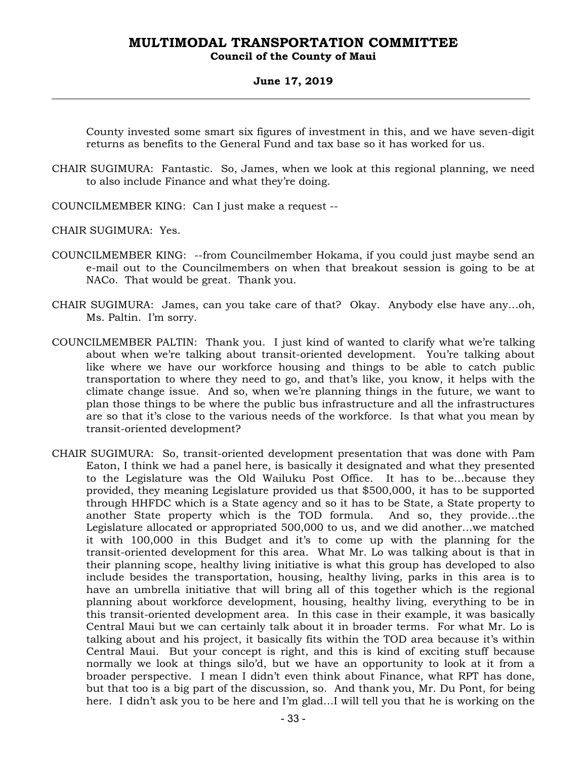County invested some smart six figures of investment in this, and we have seven-digit returns as benefits to the General Fund and tax base so it has worked for us.

CHAIR SUGIMURA: Fantastic. So, James, when we look at this regional planning, we need to also include Finance and what they're doing.

COUNCILMEMBER KING: Can I just make a request --

CHAIR SUGIMURA: Yes.

COUNCILMEMBER KING: --from Councilmember Hokama, if you could just maybe send an e-mail out to the Councilmembers on when that breakout session is going to be at NACo. That would be great. Thank you.

CHAIR SUGIMURA: James, can you take care of that? Okay. Anybody else have any…oh, Ms. Paltin. I'm sorry.

COUNCILMEMBER PALTIN: Thank you. I just kind of wanted to clarify what we're talking about when we're talking about transit-oriented development. You're talking about like where we have our workforce housing and things to be able to catch public transportation to where they need to go, and that's like, you know, it helps with the climate change issue. And so, when we're planning things in the future, we want to plan those things to be where the public bus infrastructure and all the infrastructures are so that it's close to the various needs of the workforce. Is that what you mean by transit-oriented development?

CHAIR SUGIMURA: So, transit-oriented development presentation that was done with Pam Eaton, I think we had a panel here, is basically it designated and what they presented to the Legislature was the Old Wailuku Post Office. It has to be…because they provided, they meaning Legislature provided us that $500,000, it has to be supported through HHFDC which is a State agency and so it has to be State, a State property to another State property which is the TOD formula. And so, they provide…the Legislature allocated or appropriated 500,000 to us, and we did another…we matched it with 100,000 in this Budget and it's to come up with the planning for the transit-oriented development for this area. What Mr. Lo was talking about is that in their planning scope, healthy living initiative is what this group has developed to also include besides the transportation, housing, healthy living, parks in this area is to have an umbrella initiative that will bring all of this together which is the regional planning about workforce development, housing, healthy living, everything to be in this transit-oriented development area. In this case in their example, it was basically Central Maui but we can certainly talk about it in broader terms. For what Mr. Lo is talking about and his project, it basically fits within the TOD area because it's within Central Maui. But your concept is right, and this is kind of exciting stuff because normally we look at things silo'd, but we have an opportunity to look at it from a broader perspective. I mean I didn't even think about Finance, what RPT has done, but that too is a big part of the discussion, so. And thank you, Mr. Du Pont, for being here. I didn't ask you to be here and I'm glad…I will tell you that he is working on the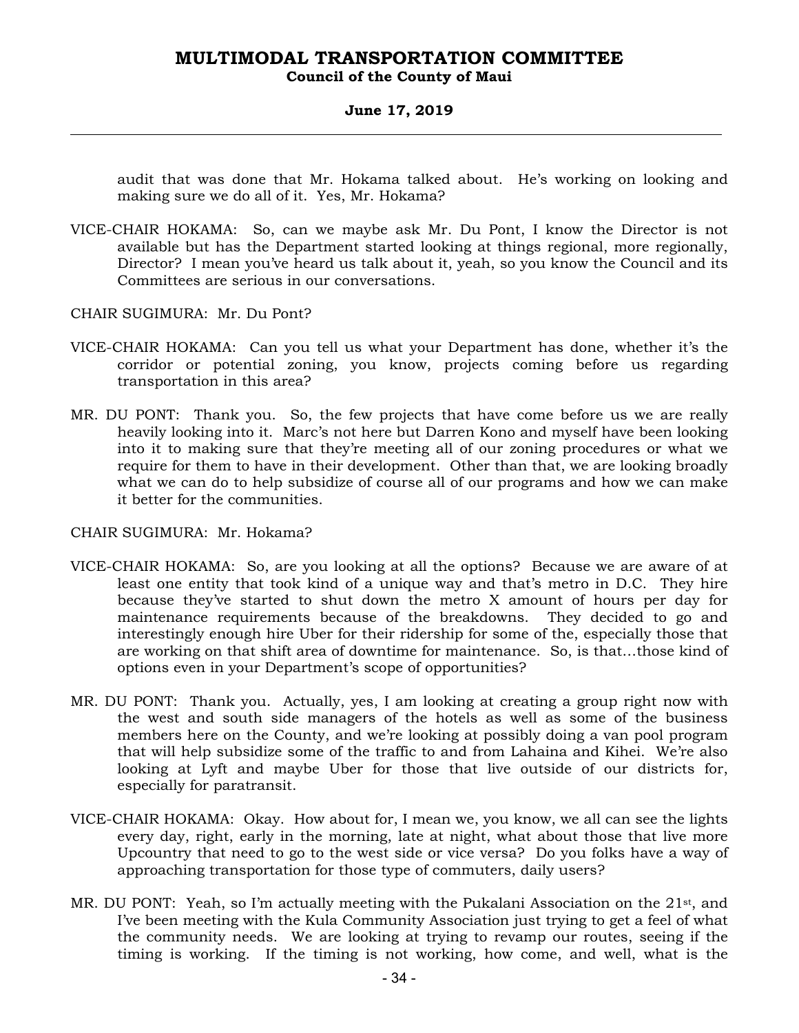audit that was done that Mr. Hokama talked about. He's working on looking and making sure we do all of it. Yes, Mr. Hokama?

VICE-CHAIR HOKAMA: So, can we maybe ask Mr. Du Pont, I know the Director is not available but has the Department started looking at things regional, more regionally, Director? I mean you've heard us talk about it, yeah, so you know the Council and its Committees are serious in our conversations.

CHAIR SUGIMURA: Mr. Du Pont?

VICE-CHAIR HOKAMA: Can you tell us what your Department has done, whether it's the corridor or potential zoning, you know, projects coming before us regarding transportation in this area?

MR. DU PONT: Thank you. So, the few projects that have come before us we are really heavily looking into it. Marc's not here but Darren Kono and myself have been looking into it to making sure that they're meeting all of our zoning procedures or what we require for them to have in their development. Other than that, we are looking broadly what we can do to help subsidize of course all of our programs and how we can make it better for the communities.

CHAIR SUGIMURA: Mr. Hokama?

VICE-CHAIR HOKAMA: So, are you looking at all the options? Because we are aware of at least one entity that took kind of a unique way and that's metro in D.C. They hire because they've started to shut down the metro X amount of hours per day for maintenance requirements because of the breakdowns. They decided to go and interestingly enough hire Uber for their ridership for some of the, especially those that are working on that shift area of downtime for maintenance. So, is that…those kind of options even in your Department's scope of opportunities?

MR. DU PONT: Thank you. Actually, yes, I am looking at creating a group right now with the west and south side managers of the hotels as well as some of the business members here on the County, and we're looking at possibly doing a van pool program that will help subsidize some of the traffic to and from Lahaina and Kihei. We're also looking at Lyft and maybe Uber for those that live outside of our districts for, especially for paratransit.

VICE-CHAIR HOKAMA: Okay. How about for, I mean we, you know, we all can see the lights every day, right, early in the morning, late at night, what about those that live more Upcountry that need to go to the west side or vice versa? Do you folks have a way of approaching transportation for those type of commuters, daily users?

MR. DU PONT: Yeah, so I'm actually meeting with the Pukalani Association on the 21st, and I've been meeting with the Kula Community Association just trying to get a feel of what the community needs. We are looking at trying to revamp our routes, seeing if the timing is working. If the timing is not working, how come, and well, what is the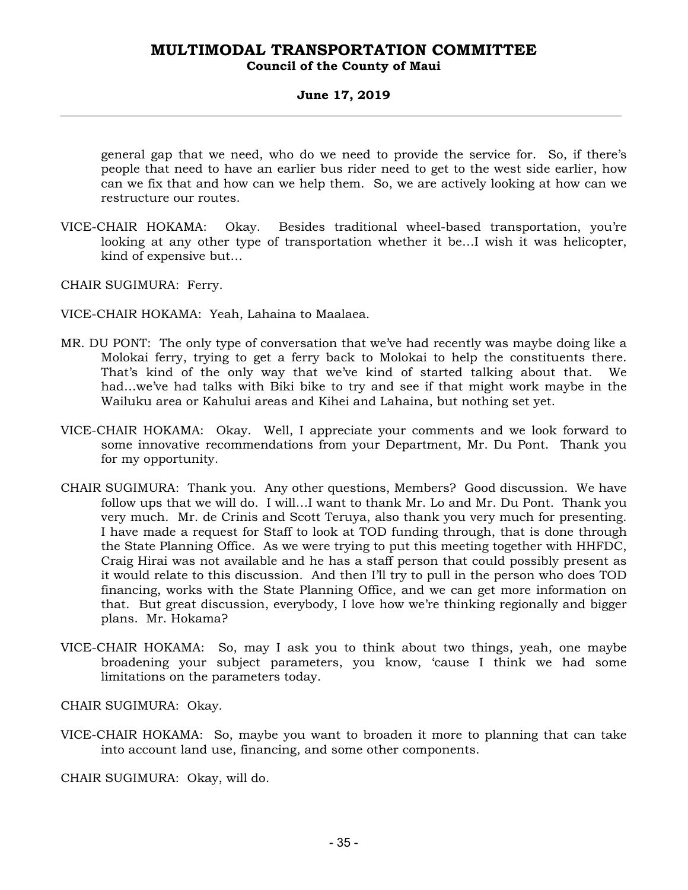general gap that we need, who do we need to provide the service for. So, if there's people that need to have an earlier bus rider need to get to the west side earlier, how can we fix that and how can we help them. So, we are actively looking at how can we restructure our routes.

VICE-CHAIR HOKAMA: Okay. Besides traditional wheel-based transportation, you're looking at any other type of transportation whether it be...I wish it was helicopter, kind of expensive but...

CHAIR SUGIMURA: Ferry.

VICE-CHAIR HOKAMA: Yeah, Lahaina to Maalaea.

MR. DU PONT: The only type of conversation that we've had recently was maybe doing like a Molokai ferry, trying to get a ferry back to Molokai to help the constituents there. That's kind of the only way that we've kind of started talking about that. We had...we've had talks with Biki bike to try and see if that might work maybe in the Wailuku area or Kahului areas and Kihei and Lahaina, but nothing set yet.

VICE-CHAIR HOKAMA: Okay. Well, I appreciate your comments and we look forward to some innovative recommendations from your Department, Mr. Du Pont. Thank you for my opportunity.

CHAIR SUGIMURA: Thank you. Any other questions, Members? Good discussion. We have follow ups that we will do. I will...I want to thank Mr. Lo and Mr. Du Pont. Thank you very much. Mr. de Crinis and Scott Teruya, also thank you very much for presenting. I have made a request for Staff to look at TOD funding through, that is done through the State Planning Office. As we were trying to put this meeting together with HHFDC, Craig Hirai was not available and he has a staff person that could possibly present as it would relate to this discussion. And then I'll try to pull in the person who does TOD financing, works with the State Planning Office, and we can get more information on that. But great discussion, everybody, I love how we're thinking regionally and bigger plans. Mr. Hokama?

VICE-CHAIR HOKAMA: So, may I ask you to think about two things, yeah, one maybe broadening your subject parameters, you know, 'cause I think we had some limitations on the parameters today.

CHAIR SUGIMURA: Okay.

VICE-CHAIR HOKAMA: So, maybe you want to broaden it more to planning that can take into account land use, financing, and some other components.

CHAIR SUGIMURA: Okay, will do.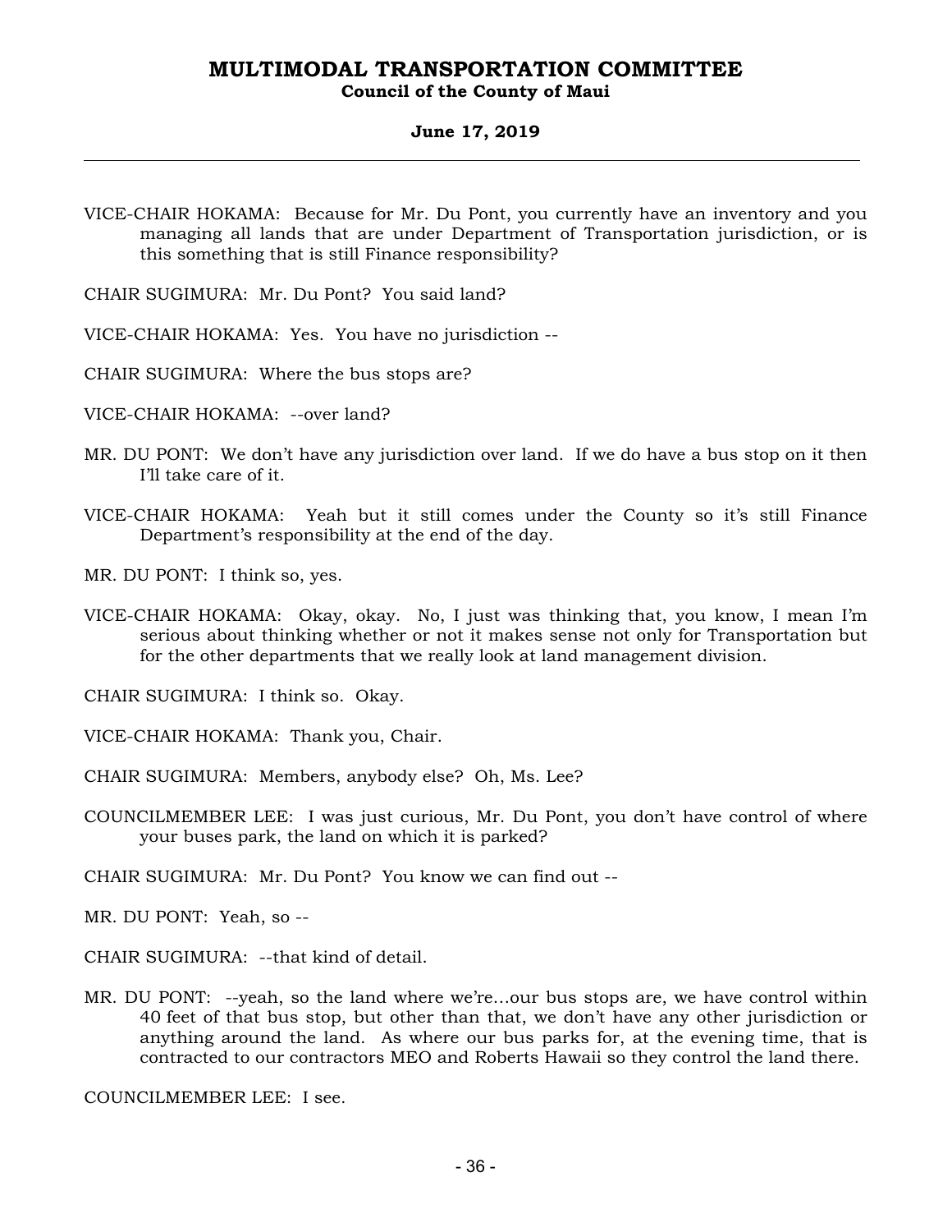VICE-CHAIR HOKAMA: Because for Mr. Du Pont, you currently have an inventory and you managing all lands that are under Department of Transportation jurisdiction, or is this something that is still Finance responsibility?

CHAIR SUGIMURA: Mr. Du Pont? You said land?

VICE-CHAIR HOKAMA: Yes. You have no jurisdiction --

CHAIR SUGIMURA: Where the bus stops are?

VICE-CHAIR HOKAMA: --over land?

MR. DU PONT: We don't have any jurisdiction over land. If we do have a bus stop on it then I'll take care of it.

VICE-CHAIR HOKAMA: Yeah but it still comes under the County so it's still Finance Department's responsibility at the end of the day.

MR. DU PONT: I think so, yes.

VICE-CHAIR HOKAMA: Okay, okay. No, I just was thinking that, you know, I mean I'm serious about thinking whether or not it makes sense not only for Transportation but for the other departments that we really look at land management division.

CHAIR SUGIMURA: I think so. Okay.

VICE-CHAIR HOKAMA: Thank you, Chair.

CHAIR SUGIMURA: Members, anybody else? Oh, Ms. Lee?

COUNCILMEMBER LEE: I was just curious, Mr. Du Pont, you don't have control of where your buses park, the land on which it is parked?

CHAIR SUGIMURA: Mr. Du Pont? You know we can find out --

MR. DU PONT: Yeah, so --

CHAIR SUGIMURA: --that kind of detail.

MR. DU PONT: --yeah, so the land where we're...our bus stops are, we have control within 40 feet of that bus stop, but other than that, we don't have any other jurisdiction or anything around the land. As where our bus parks for, at the evening time, that is contracted to our contractors MEO and Roberts Hawaii so they control the land there.

COUNCILMEMBER LEE: I see.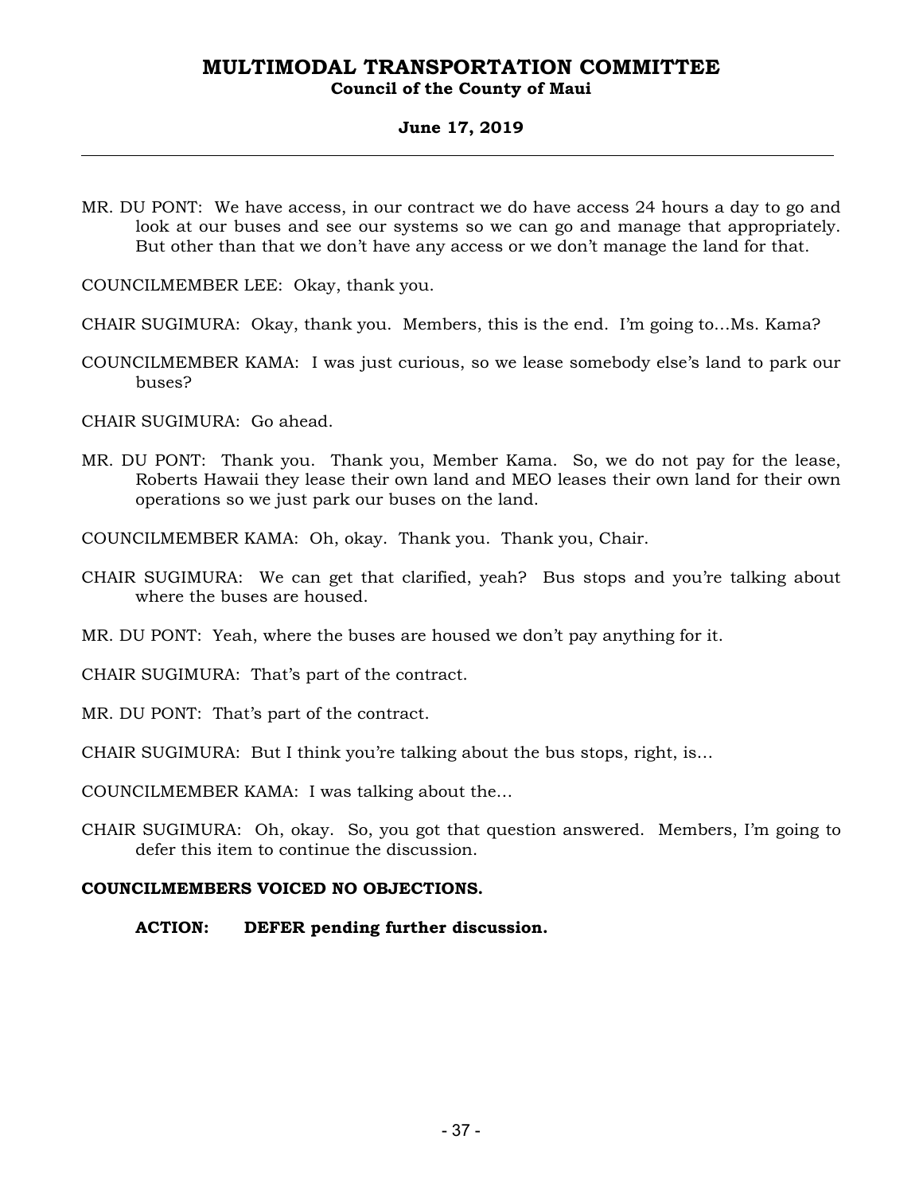MR. DU PONT: We have access, in our contract we do have access 24 hours a day to go and look at our buses and see our systems so we can go and manage that appropriately. But other than that we don't have any access or we don't manage the land for that.

COUNCILMEMBER LEE: Okay, thank you.

CHAIR SUGIMURA: Okay, thank you. Members, this is the end. I'm going to…Ms. Kama?

COUNCILMEMBER KAMA: I was just curious, so we lease somebody else's land to park our buses?

CHAIR SUGIMURA: Go ahead.

MR. DU PONT: Thank you. Thank you, Member Kama. So, we do not pay for the lease, Roberts Hawaii they lease their own land and MEO leases their own land for their own operations so we just park our buses on the land.

COUNCILMEMBER KAMA: Oh, okay. Thank you. Thank you, Chair.

CHAIR SUGIMURA: We can get that clarified, yeah? Bus stops and you're talking about where the buses are housed.

MR. DU PONT: Yeah, where the buses are housed we don't pay anything for it.

CHAIR SUGIMURA: That's part of the contract.

MR. DU PONT: That's part of the contract.

CHAIR SUGIMURA: But I think you're talking about the bus stops, right, is…

COUNCILMEMBER KAMA: I was talking about the…

CHAIR SUGIMURA: Oh, okay. So, you got that question answered. Members, I'm going to defer this item to continue the discussion.

**COUNCILMEMBERS VOICED NO OBJECTIONS.**

**ACTION: DEFER pending further discussion.**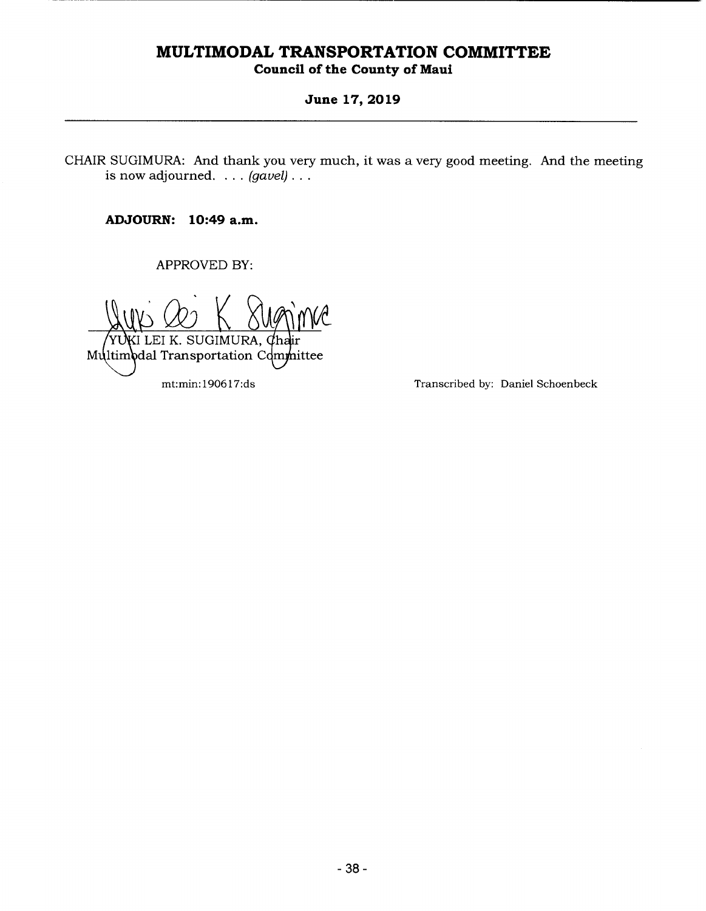CHAIR SUGIMURA: And thank you very much, it was a very good meeting. And the meeting is now adjourned. . . . *(gavel)* . . .

**ADJOURN: 10:49 a.m.**

APPROVED BY:

YUKI LEI K. SUGIMURA, Chair
Multimodal Transportation Committee

mt:min:190617:ds

Transcribed by: Daniel Schoenbeck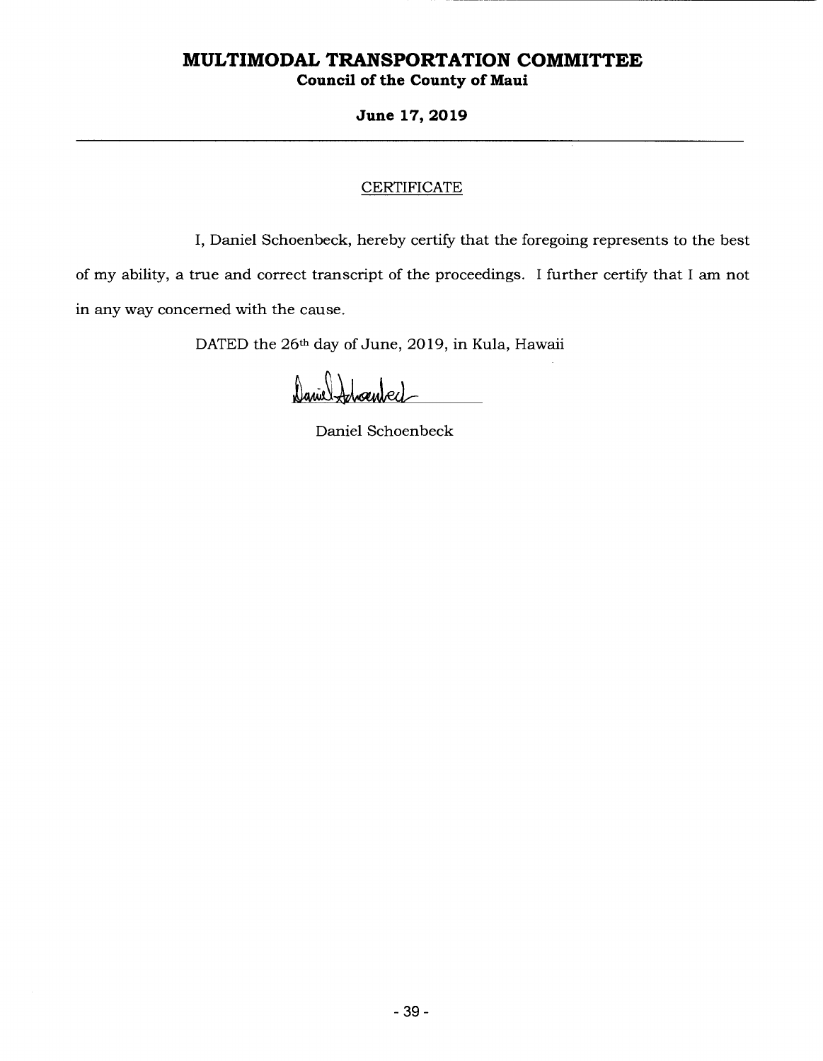# MULTIMODAL TRANSPORTATION COMMITTEE
**Council of the County of Maui**

**June 17, 2019**

---

CERTIFICATE

I, Daniel Schoenbeck, hereby certify that the foregoing represents to the best of my ability, a true and correct transcript of the proceedings. I further certify that I am not in any way concerned with the cause.

DATED the 26th day of June, 2019, in Kula, Hawaii

Daniel Schoenbeck